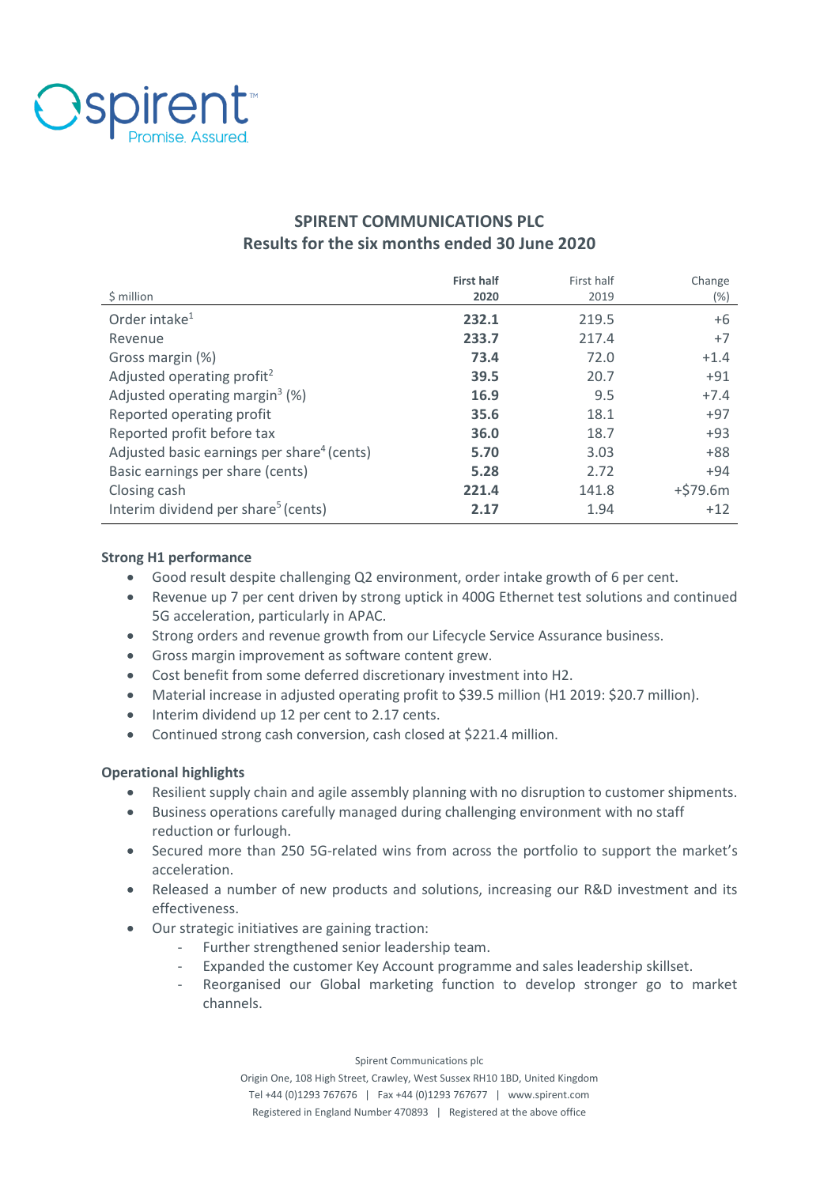# SPIRENT COMMUNICATIONS PLC

## Results for the six months ended 30 June 2020

| $ million | First half 2020 | First half 2019 | Change (%) |
|---|---|---|---|
| Order intake[1] | **232.1** | 219.5 | +6 |
| Revenue | **233.7** | 217.4 | +7 |
| Gross margin (%) | **73.4** | 72.0 | +1.4 |
| Adjusted operating profit[2] | **39.5** | 20.7 | +91 |
| Adjusted operating margin[3] (%) | **16.9** | 9.5 | +7.4 |
| Reported operating profit | **35.6** | 18.1 | +97 |
| Reported profit before tax | **36.0** | 18.7 | +93 |
| Adjusted basic earnings per share[4] (cents) | **5.70** | 3.03 | +88 |
| Basic earnings per share (cents) | **5.28** | 2.72 | +94 |
| Closing cash | **221.4** | 141.8 | +$79.6m |
| Interim dividend per share[5] (cents) | **2.17** | 1.94 | +12 |

**Strong H1 performance**

- Good result despite challenging Q2 environment, order intake growth of 6 per cent.
- Revenue up 7 per cent driven by strong uptick in 400G Ethernet test solutions and continued 5G acceleration, particularly in APAC.
- Strong orders and revenue growth from our Lifecycle Service Assurance business.
- Gross margin improvement as software content grew.
- Cost benefit from some deferred discretionary investment into H2.
- Material increase in adjusted operating profit to $39.5 million (H1 2019: $20.7 million).
- Interim dividend up 12 per cent to 2.17 cents.
- Continued strong cash conversion, cash closed at $221.4 million.

**Operational highlights**

- Resilient supply chain and agile assembly planning with no disruption to customer shipments.
- Business operations carefully managed during challenging environment with no staff reduction or furlough.
- Secured more than 250 5G-related wins from across the portfolio to support the market's acceleration.
- Released a number of new products and solutions, increasing our R&D investment and its effectiveness.
- Our strategic initiatives are gaining traction:
  - Further strengthened senior leadership team.
  - Expanded the customer Key Account programme and sales leadership skillset.
  - Reorganised our Global marketing function to develop stronger go to market channels.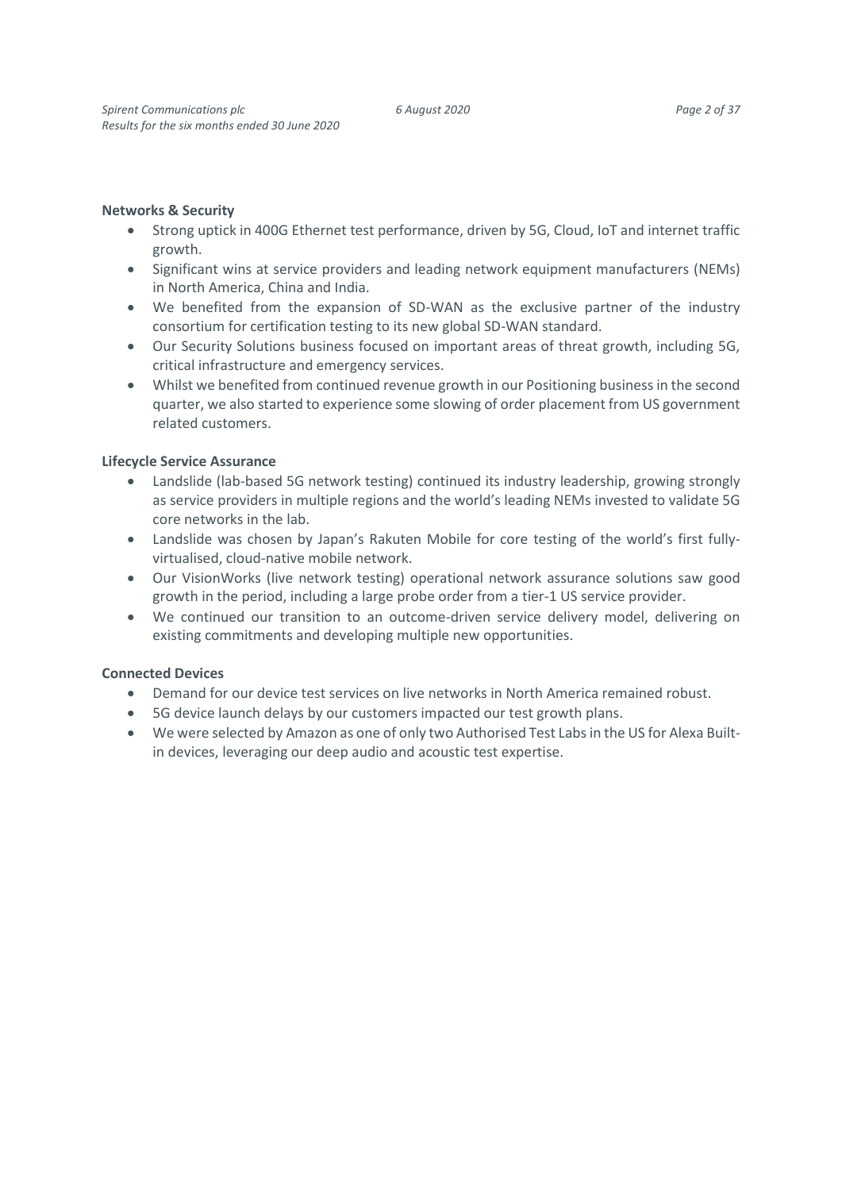**Networks & Security**

- Strong uptick in 400G Ethernet test performance, driven by 5G, Cloud, IoT and internet traffic growth.
- Significant wins at service providers and leading network equipment manufacturers (NEMs) in North America, China and India.
- We benefited from the expansion of SD-WAN as the exclusive partner of the industry consortium for certification testing to its new global SD-WAN standard.
- Our Security Solutions business focused on important areas of threat growth, including 5G, critical infrastructure and emergency services.
- Whilst we benefited from continued revenue growth in our Positioning business in the second quarter, we also started to experience some slowing of order placement from US government related customers.

**Lifecycle Service Assurance**

- Landslide (lab-based 5G network testing) continued its industry leadership, growing strongly as service providers in multiple regions and the world's leading NEMs invested to validate 5G core networks in the lab.
- Landslide was chosen by Japan's Rakuten Mobile for core testing of the world's first fully-virtualised, cloud-native mobile network.
- Our VisionWorks (live network testing) operational network assurance solutions saw good growth in the period, including a large probe order from a tier-1 US service provider.
- We continued our transition to an outcome-driven service delivery model, delivering on existing commitments and developing multiple new opportunities.

**Connected Devices**

- Demand for our device test services on live networks in North America remained robust.
- 5G device launch delays by our customers impacted our test growth plans.
- We were selected by Amazon as one of only two Authorised Test Labs in the US for Alexa Built-in devices, leveraging our deep audio and acoustic test expertise.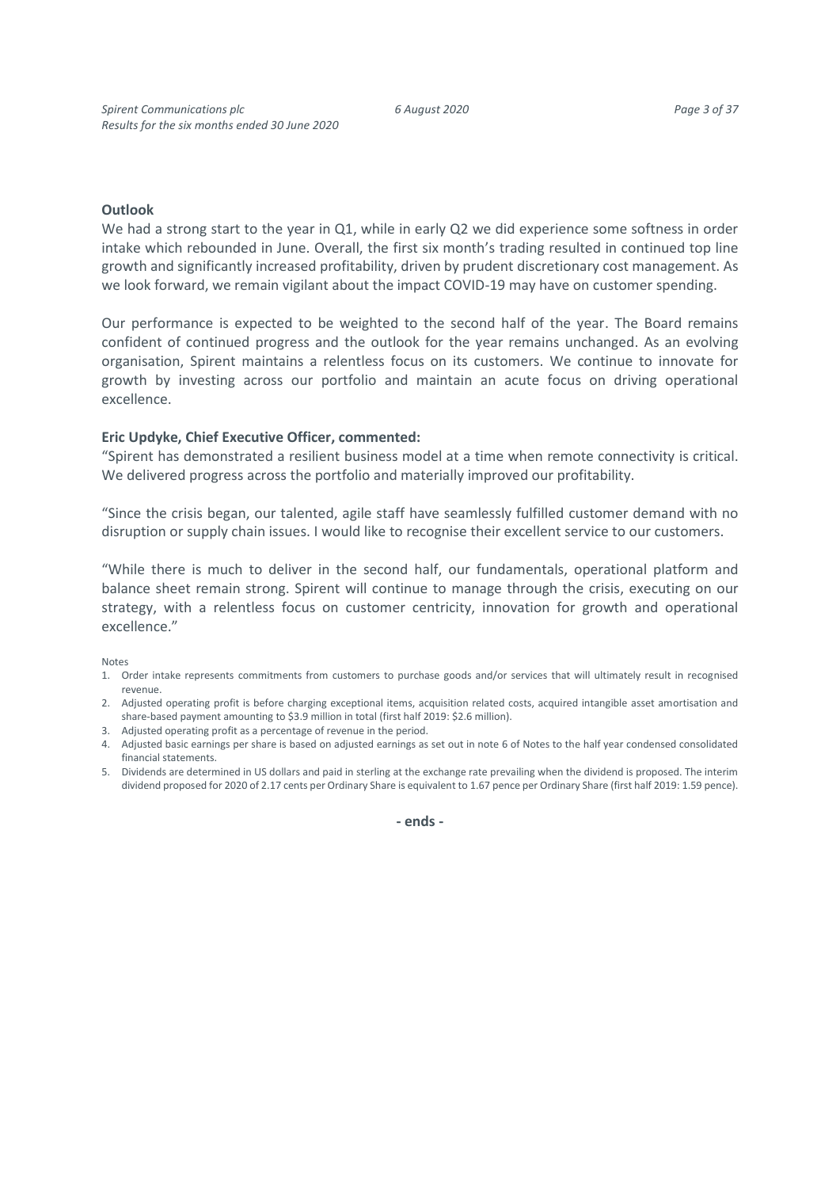**Outlook**

We had a strong start to the year in Q1, while in early Q2 we did experience some softness in order intake which rebounded in June. Overall, the first six month's trading resulted in continued top line growth and significantly increased profitability, driven by prudent discretionary cost management. As we look forward, we remain vigilant about the impact COVID-19 may have on customer spending.

Our performance is expected to be weighted to the second half of the year. The Board remains confident of continued progress and the outlook for the year remains unchanged. As an evolving organisation, Spirent maintains a relentless focus on its customers. We continue to innovate for growth by investing across our portfolio and maintain an acute focus on driving operational excellence.

**Eric Updyke, Chief Executive Officer, commented:**

"Spirent has demonstrated a resilient business model at a time when remote connectivity is critical. We delivered progress across the portfolio and materially improved our profitability.

"Since the crisis began, our talented, agile staff have seamlessly fulfilled customer demand with no disruption or supply chain issues. I would like to recognise their excellent service to our customers.

"While there is much to deliver in the second half, our fundamentals, operational platform and balance sheet remain strong. Spirent will continue to manage through the crisis, executing on our strategy, with a relentless focus on customer centricity, innovation for growth and operational excellence."

Notes

1. Order intake represents commitments from customers to purchase goods and/or services that will ultimately result in recognised revenue.
2. Adjusted operating profit is before charging exceptional items, acquisition related costs, acquired intangible asset amortisation and share-based payment amounting to $3.9 million in total (first half 2019: $2.6 million).
3. Adjusted operating profit as a percentage of revenue in the period.
4. Adjusted basic earnings per share is based on adjusted earnings as set out in note 6 of Notes to the half year condensed consolidated financial statements.
5. Dividends are determined in US dollars and paid in sterling at the exchange rate prevailing when the dividend is proposed. The interim dividend proposed for 2020 of 2.17 cents per Ordinary Share is equivalent to 1.67 pence per Ordinary Share (first half 2019: 1.59 pence).

**- ends -**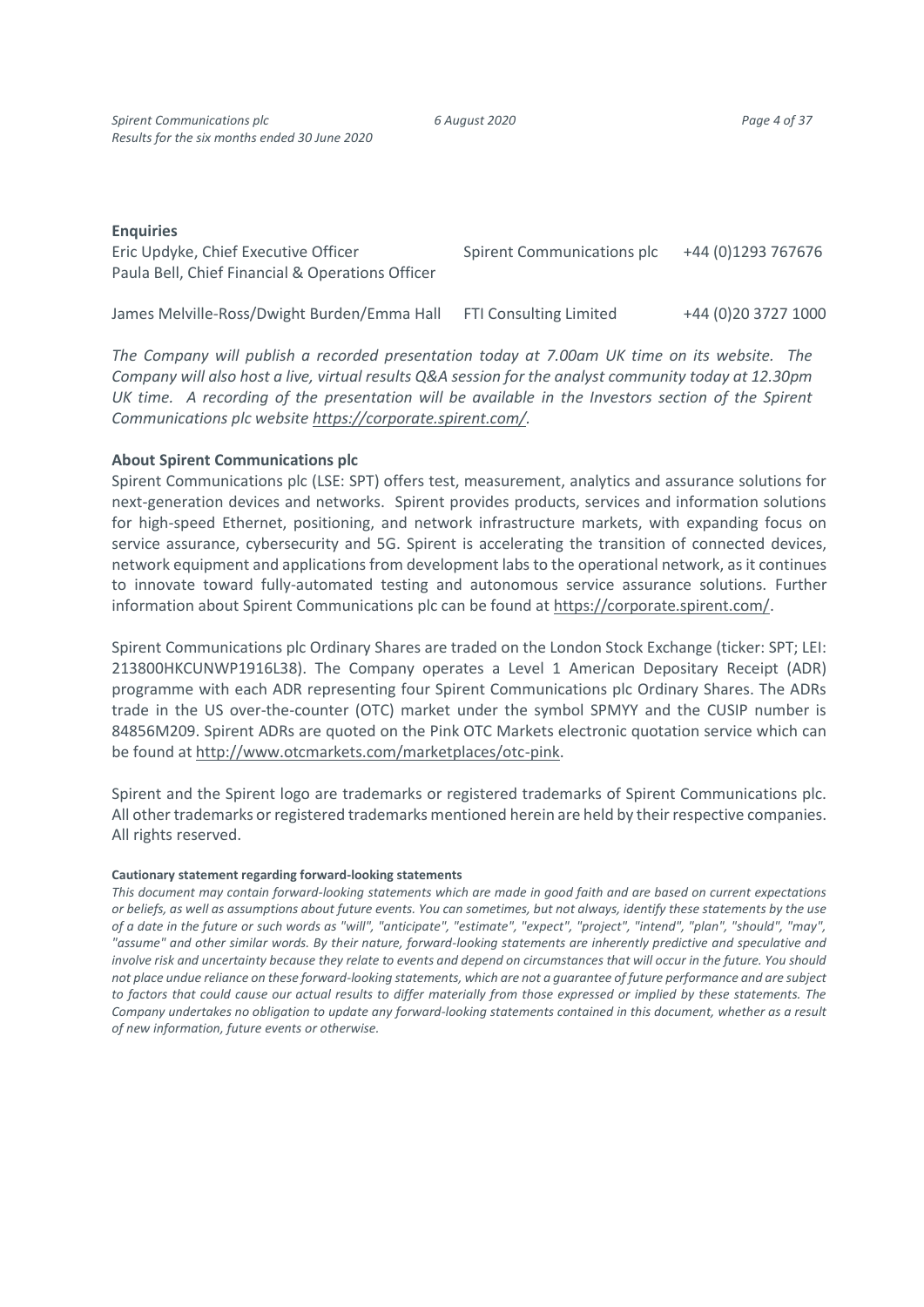**Enquiries**

| | | |
|---|---|---|
| Eric Updyke, Chief Executive Officer<br>Paula Bell, Chief Financial & Operations Officer | Spirent Communications plc | +44 (0)1293 767676 |
| James Melville-Ross/Dwight Burden/Emma Hall | FTI Consulting Limited | +44 (0)20 3727 1000 |

*The Company will publish a recorded presentation today at 7.00am UK time on its website. The Company will also host a live, virtual results Q&A session for the analyst community today at 12.30pm UK time. A recording of the presentation will be available in the Investors section of the Spirent Communications plc website https://corporate.spirent.com/.*

**About Spirent Communications plc**

Spirent Communications plc (LSE: SPT) offers test, measurement, analytics and assurance solutions for next-generation devices and networks. Spirent provides products, services and information solutions for high-speed Ethernet, positioning, and network infrastructure markets, with expanding focus on service assurance, cybersecurity and 5G. Spirent is accelerating the transition of connected devices, network equipment and applications from development labs to the operational network, as it continues to innovate toward fully-automated testing and autonomous service assurance solutions. Further information about Spirent Communications plc can be found at https://corporate.spirent.com/.

Spirent Communications plc Ordinary Shares are traded on the London Stock Exchange (ticker: SPT; LEI: 213800HKCUNWP1916L38). The Company operates a Level 1 American Depositary Receipt (ADR) programme with each ADR representing four Spirent Communications plc Ordinary Shares. The ADRs trade in the US over-the-counter (OTC) market under the symbol SPMYY and the CUSIP number is 84856M209. Spirent ADRs are quoted on the Pink OTC Markets electronic quotation service which can be found at http://www.otcmarkets.com/marketplaces/otc-pink.

Spirent and the Spirent logo are trademarks or registered trademarks of Spirent Communications plc. All other trademarks or registered trademarks mentioned herein are held by their respective companies. All rights reserved.

**Cautionary statement regarding forward-looking statements**

*This document may contain forward-looking statements which are made in good faith and are based on current expectations or beliefs, as well as assumptions about future events. You can sometimes, but not always, identify these statements by the use of a date in the future or such words as "will", "anticipate", "estimate", "expect", "project", "intend", "plan", "should", "may", "assume" and other similar words. By their nature, forward-looking statements are inherently predictive and speculative and involve risk and uncertainty because they relate to events and depend on circumstances that will occur in the future. You should not place undue reliance on these forward-looking statements, which are not a guarantee of future performance and are subject to factors that could cause our actual results to differ materially from those expressed or implied by these statements. The Company undertakes no obligation to update any forward-looking statements contained in this document, whether as a result of new information, future events or otherwise.*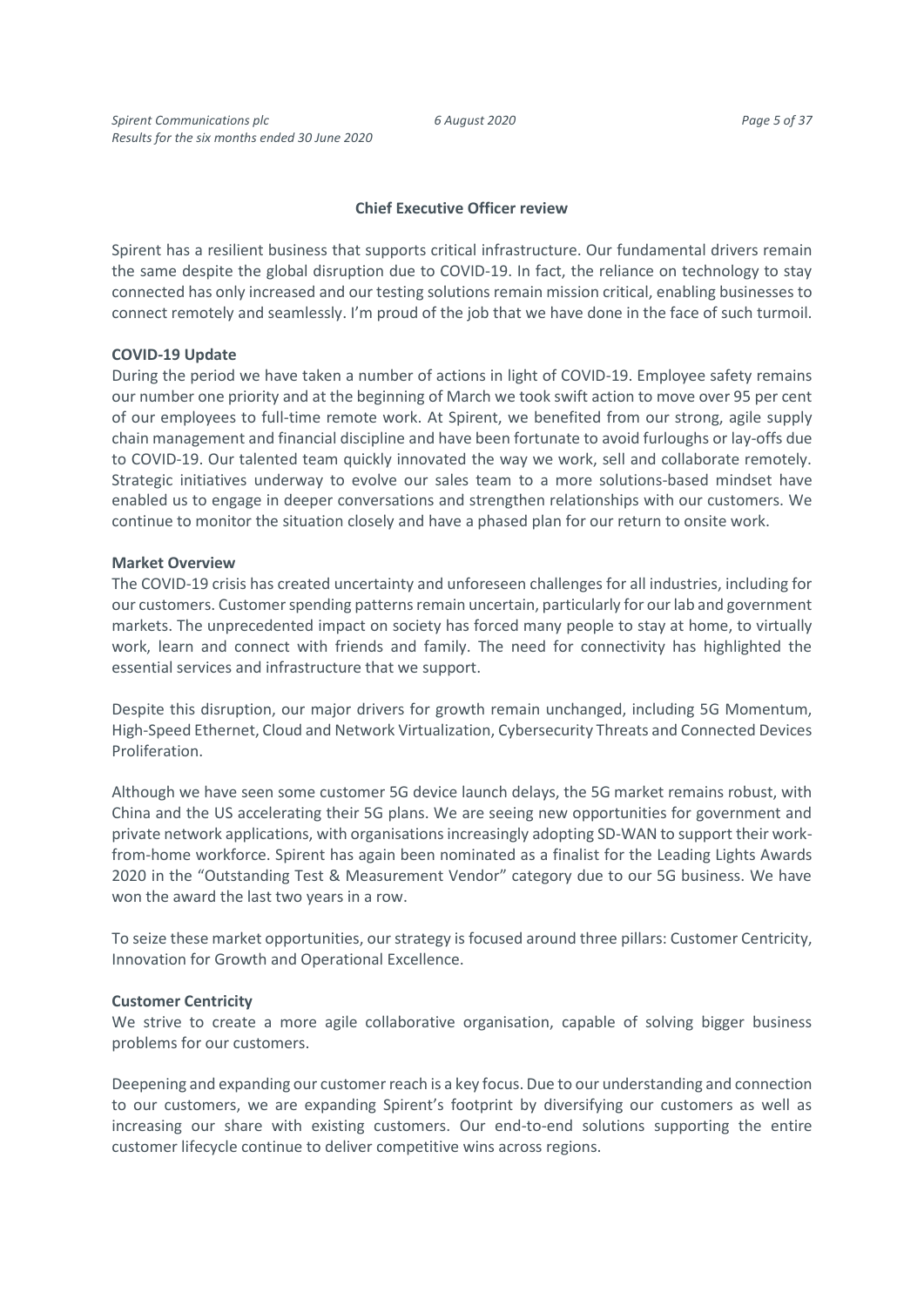## Chief Executive Officer review

Spirent has a resilient business that supports critical infrastructure. Our fundamental drivers remain the same despite the global disruption due to COVID-19. In fact, the reliance on technology to stay connected has only increased and our testing solutions remain mission critical, enabling businesses to connect remotely and seamlessly. I'm proud of the job that we have done in the face of such turmoil.

### COVID-19 Update

During the period we have taken a number of actions in light of COVID-19. Employee safety remains our number one priority and at the beginning of March we took swift action to move over 95 per cent of our employees to full-time remote work. At Spirent, we benefited from our strong, agile supply chain management and financial discipline and have been fortunate to avoid furloughs or lay-offs due to COVID-19. Our talented team quickly innovated the way we work, sell and collaborate remotely. Strategic initiatives underway to evolve our sales team to a more solutions-based mindset have enabled us to engage in deeper conversations and strengthen relationships with our customers. We continue to monitor the situation closely and have a phased plan for our return to onsite work.

### Market Overview

The COVID-19 crisis has created uncertainty and unforeseen challenges for all industries, including for our customers. Customer spending patterns remain uncertain, particularly for our lab and government markets. The unprecedented impact on society has forced many people to stay at home, to virtually work, learn and connect with friends and family. The need for connectivity has highlighted the essential services and infrastructure that we support.

Despite this disruption, our major drivers for growth remain unchanged, including 5G Momentum, High-Speed Ethernet, Cloud and Network Virtualization, Cybersecurity Threats and Connected Devices Proliferation.

Although we have seen some customer 5G device launch delays, the 5G market remains robust, with China and the US accelerating their 5G plans. We are seeing new opportunities for government and private network applications, with organisations increasingly adopting SD-WAN to support their work-from-home workforce. Spirent has again been nominated as a finalist for the Leading Lights Awards 2020 in the "Outstanding Test & Measurement Vendor" category due to our 5G business. We have won the award the last two years in a row.

To seize these market opportunities, our strategy is focused around three pillars: Customer Centricity, Innovation for Growth and Operational Excellence.

### Customer Centricity

We strive to create a more agile collaborative organisation, capable of solving bigger business problems for our customers.

Deepening and expanding our customer reach is a key focus. Due to our understanding and connection to our customers, we are expanding Spirent's footprint by diversifying our customers as well as increasing our share with existing customers. Our end-to-end solutions supporting the entire customer lifecycle continue to deliver competitive wins across regions.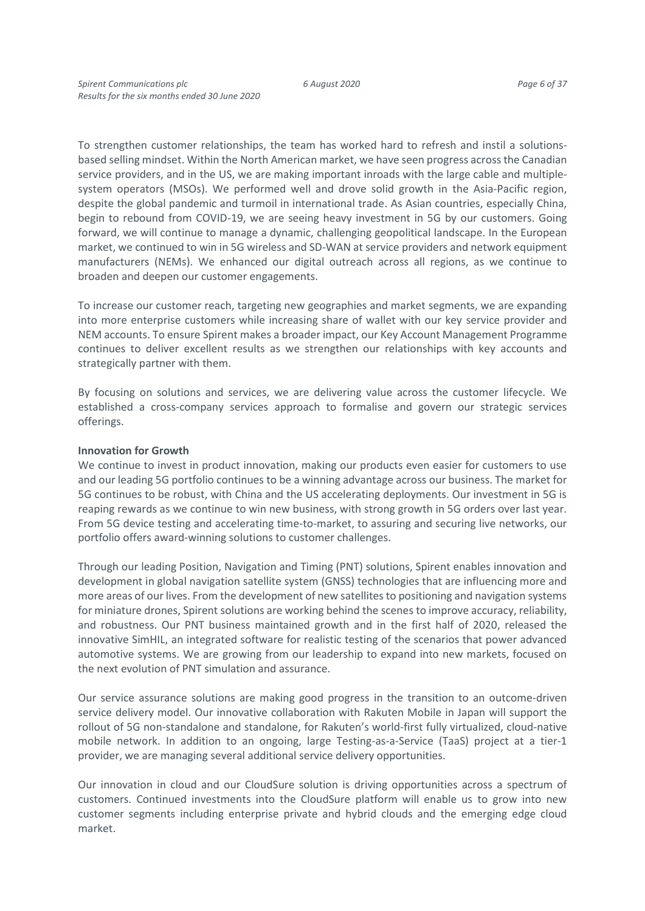To strengthen customer relationships, the team has worked hard to refresh and instil a solutions-based selling mindset. Within the North American market, we have seen progress across the Canadian service providers, and in the US, we are making important inroads with the large cable and multiple-system operators (MSOs). We performed well and drove solid growth in the Asia-Pacific region, despite the global pandemic and turmoil in international trade. As Asian countries, especially China, begin to rebound from COVID-19, we are seeing heavy investment in 5G by our customers. Going forward, we will continue to manage a dynamic, challenging geopolitical landscape. In the European market, we continued to win in 5G wireless and SD-WAN at service providers and network equipment manufacturers (NEMs). We enhanced our digital outreach across all regions, as we continue to broaden and deepen our customer engagements.

To increase our customer reach, targeting new geographies and market segments, we are expanding into more enterprise customers while increasing share of wallet with our key service provider and NEM accounts. To ensure Spirent makes a broader impact, our Key Account Management Programme continues to deliver excellent results as we strengthen our relationships with key accounts and strategically partner with them.

By focusing on solutions and services, we are delivering value across the customer lifecycle. We established a cross-company services approach to formalise and govern our strategic services offerings.

**Innovation for Growth**

We continue to invest in product innovation, making our products even easier for customers to use and our leading 5G portfolio continues to be a winning advantage across our business. The market for 5G continues to be robust, with China and the US accelerating deployments. Our investment in 5G is reaping rewards as we continue to win new business, with strong growth in 5G orders over last year. From 5G device testing and accelerating time-to-market, to assuring and securing live networks, our portfolio offers award-winning solutions to customer challenges.

Through our leading Position, Navigation and Timing (PNT) solutions, Spirent enables innovation and development in global navigation satellite system (GNSS) technologies that are influencing more and more areas of our lives. From the development of new satellites to positioning and navigation systems for miniature drones, Spirent solutions are working behind the scenes to improve accuracy, reliability, and robustness. Our PNT business maintained growth and in the first half of 2020, released the innovative SimHIL, an integrated software for realistic testing of the scenarios that power advanced automotive systems. We are growing from our leadership to expand into new markets, focused on the next evolution of PNT simulation and assurance.

Our service assurance solutions are making good progress in the transition to an outcome-driven service delivery model. Our innovative collaboration with Rakuten Mobile in Japan will support the rollout of 5G non-standalone and standalone, for Rakuten's world-first fully virtualized, cloud-native mobile network. In addition to an ongoing, large Testing-as-a-Service (TaaS) project at a tier-1 provider, we are managing several additional service delivery opportunities.

Our innovation in cloud and our CloudSure solution is driving opportunities across a spectrum of customers. Continued investments into the CloudSure platform will enable us to grow into new customer segments including enterprise private and hybrid clouds and the emerging edge cloud market.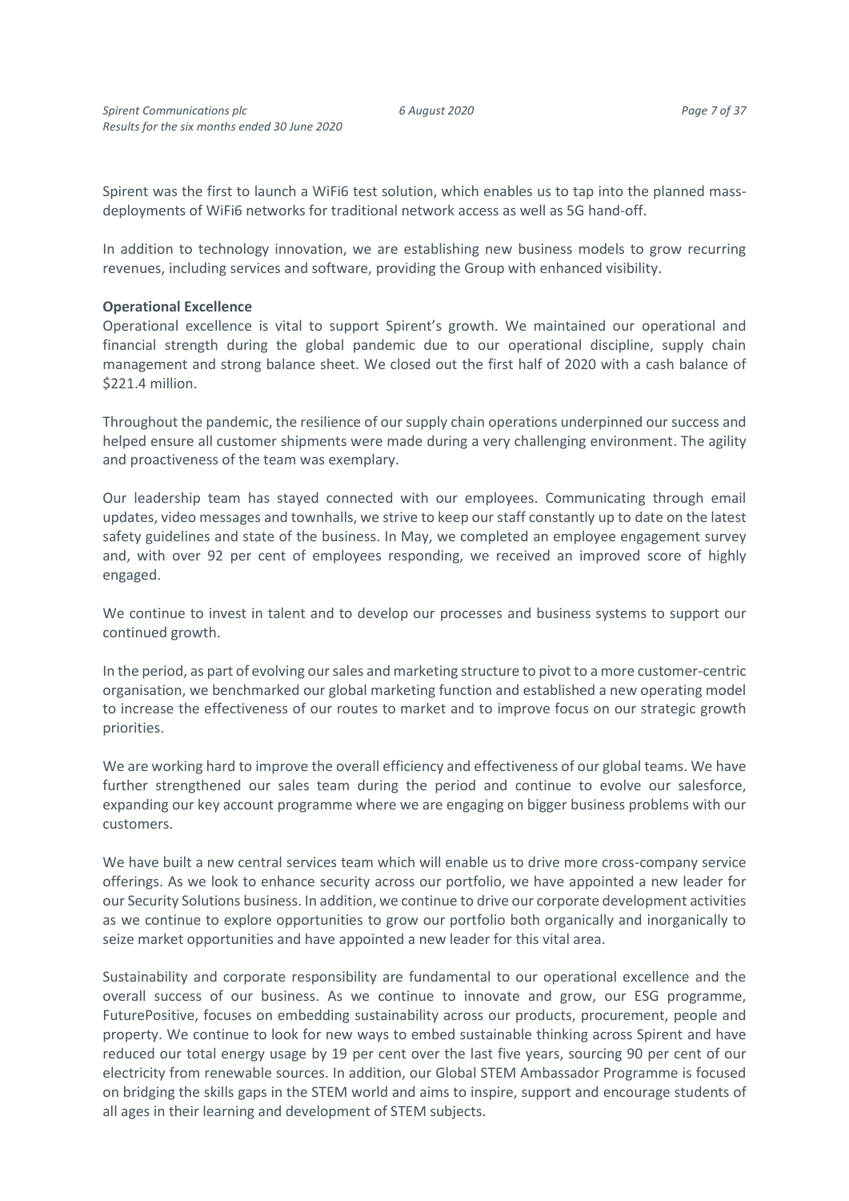Spirent was the first to launch a WiFi6 test solution, which enables us to tap into the planned mass-deployments of WiFi6 networks for traditional network access as well as 5G hand-off.

In addition to technology innovation, we are establishing new business models to grow recurring revenues, including services and software, providing the Group with enhanced visibility.

**Operational Excellence**

Operational excellence is vital to support Spirent's growth. We maintained our operational and financial strength during the global pandemic due to our operational discipline, supply chain management and strong balance sheet. We closed out the first half of 2020 with a cash balance of $221.4 million.

Throughout the pandemic, the resilience of our supply chain operations underpinned our success and helped ensure all customer shipments were made during a very challenging environment. The agility and proactiveness of the team was exemplary.

Our leadership team has stayed connected with our employees. Communicating through email updates, video messages and townhalls, we strive to keep our staff constantly up to date on the latest safety guidelines and state of the business. In May, we completed an employee engagement survey and, with over 92 per cent of employees responding, we received an improved score of highly engaged.

We continue to invest in talent and to develop our processes and business systems to support our continued growth.

In the period, as part of evolving our sales and marketing structure to pivot to a more customer-centric organisation, we benchmarked our global marketing function and established a new operating model to increase the effectiveness of our routes to market and to improve focus on our strategic growth priorities.

We are working hard to improve the overall efficiency and effectiveness of our global teams. We have further strengthened our sales team during the period and continue to evolve our salesforce, expanding our key account programme where we are engaging on bigger business problems with our customers.

We have built a new central services team which will enable us to drive more cross-company service offerings. As we look to enhance security across our portfolio, we have appointed a new leader for our Security Solutions business. In addition, we continue to drive our corporate development activities as we continue to explore opportunities to grow our portfolio both organically and inorganically to seize market opportunities and have appointed a new leader for this vital area.

Sustainability and corporate responsibility are fundamental to our operational excellence and the overall success of our business. As we continue to innovate and grow, our ESG programme, FuturePositive, focuses on embedding sustainability across our products, procurement, people and property. We continue to look for new ways to embed sustainable thinking across Spirent and have reduced our total energy usage by 19 per cent over the last five years, sourcing 90 per cent of our electricity from renewable sources. In addition, our Global STEM Ambassador Programme is focused on bridging the skills gaps in the STEM world and aims to inspire, support and encourage students of all ages in their learning and development of STEM subjects.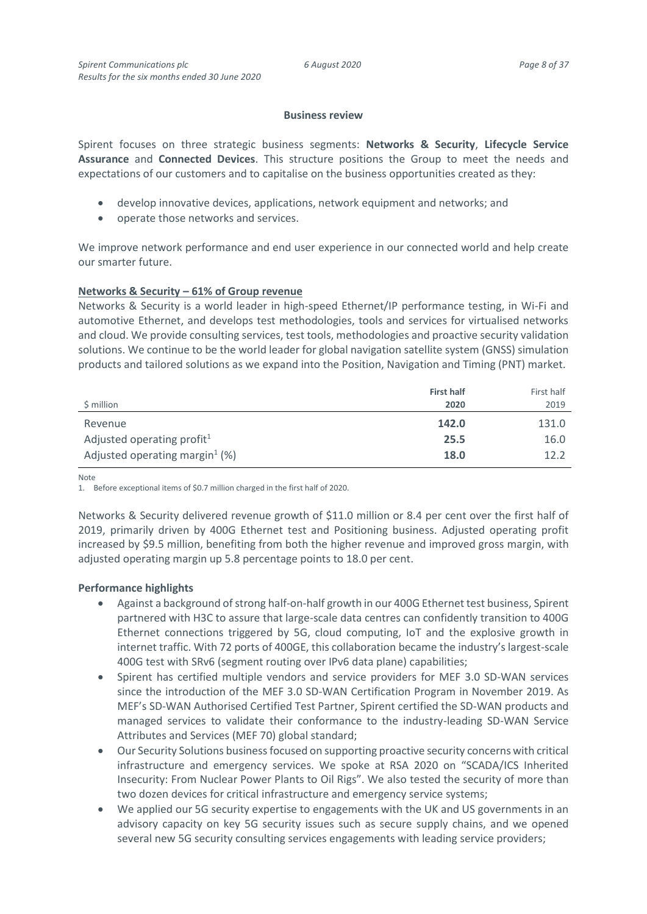## Business review

Spirent focuses on three strategic business segments: **Networks & Security**, **Lifecycle Service Assurance** and **Connected Devices**. This structure positions the Group to meet the needs and expectations of our customers and to capitalise on the business opportunities created as they:

- develop innovative devices, applications, network equipment and networks; and
- operate those networks and services.

We improve network performance and end user experience in our connected world and help create our smarter future.

### Networks & Security – 61% of Group revenue

Networks & Security is a world leader in high-speed Ethernet/IP performance testing, in Wi-Fi and automotive Ethernet, and develops test methodologies, tools and services for virtualised networks and cloud. We provide consulting services, test tools, methodologies and proactive security validation solutions. We continue to be the world leader for global navigation satellite system (GNSS) simulation products and tailored solutions as we expand into the Position, Navigation and Timing (PNT) market.

| $ million | **First half 2020** | First half 2019 |
|---|---|---|
| Revenue | **142.0** | 131.0 |
| Adjusted operating profit[1] | **25.5** | 16.0 |
| Adjusted operating margin[1] (%) | **18.0** | 12.2 |

Note
1. Before exceptional items of $0.7 million charged in the first half of 2020.

Networks & Security delivered revenue growth of $11.0 million or 8.4 per cent over the first half of 2019, primarily driven by 400G Ethernet test and Positioning business. Adjusted operating profit increased by $9.5 million, benefiting from both the higher revenue and improved gross margin, with adjusted operating margin up 5.8 percentage points to 18.0 per cent.

**Performance highlights**

- Against a background of strong half-on-half growth in our 400G Ethernet test business, Spirent partnered with H3C to assure that large-scale data centres can confidently transition to 400G Ethernet connections triggered by 5G, cloud computing, IoT and the explosive growth in internet traffic. With 72 ports of 400GE, this collaboration became the industry's largest-scale 400G test with SRv6 (segment routing over IPv6 data plane) capabilities;
- Spirent has certified multiple vendors and service providers for MEF 3.0 SD-WAN services since the introduction of the MEF 3.0 SD-WAN Certification Program in November 2019. As MEF's SD-WAN Authorised Certified Test Partner, Spirent certified the SD-WAN products and managed services to validate their conformance to the industry-leading SD-WAN Service Attributes and Services (MEF 70) global standard;
- Our Security Solutions business focused on supporting proactive security concerns with critical infrastructure and emergency services. We spoke at RSA 2020 on "SCADA/ICS Inherited Insecurity: From Nuclear Power Plants to Oil Rigs". We also tested the security of more than two dozen devices for critical infrastructure and emergency service systems;
- We applied our 5G security expertise to engagements with the UK and US governments in an advisory capacity on key 5G security issues such as secure supply chains, and we opened several new 5G security consulting services engagements with leading service providers;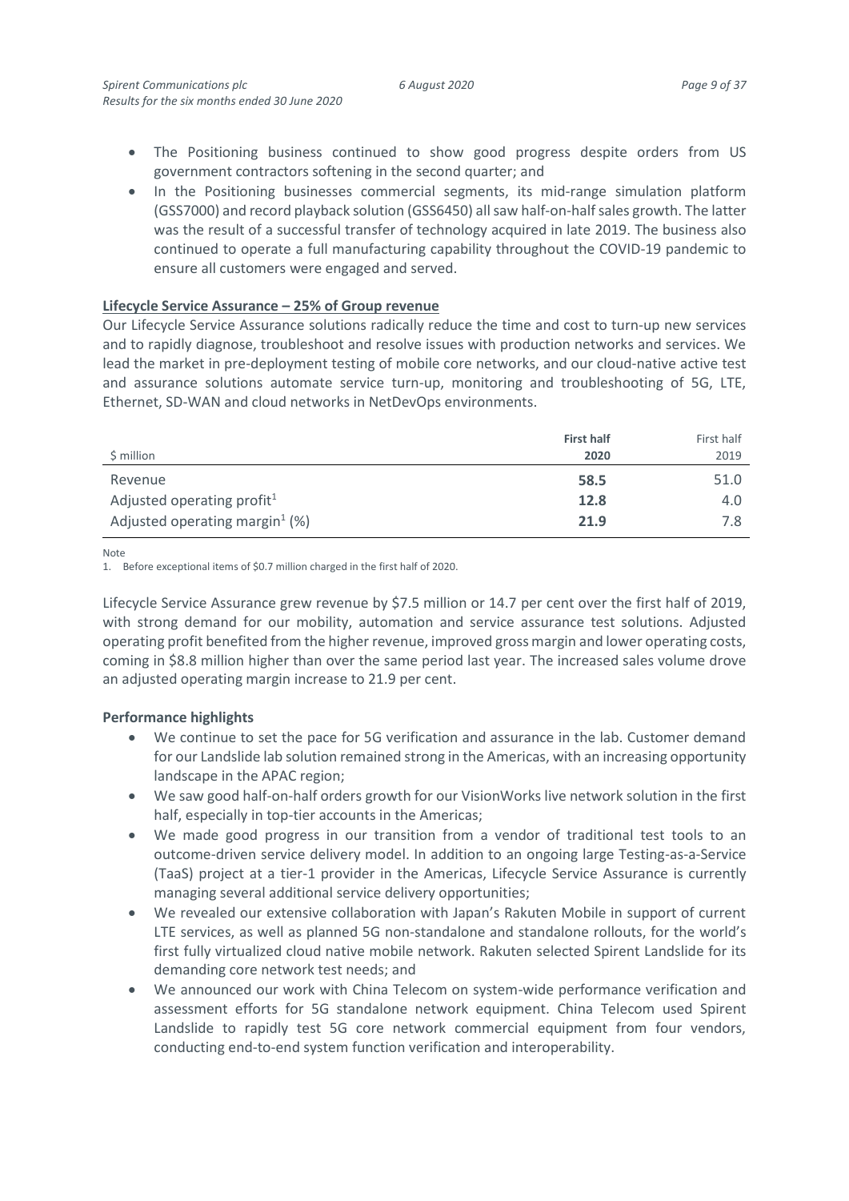- The Positioning business continued to show good progress despite orders from US government contractors softening in the second quarter; and
- In the Positioning businesses commercial segments, its mid-range simulation platform (GSS7000) and record playback solution (GSS6450) all saw half-on-half sales growth. The latter was the result of a successful transfer of technology acquired in late 2019. The business also continued to operate a full manufacturing capability throughout the COVID-19 pandemic to ensure all customers were engaged and served.

**Lifecycle Service Assurance – 25% of Group revenue**

Our Lifecycle Service Assurance solutions radically reduce the time and cost to turn-up new services and to rapidly diagnose, troubleshoot and resolve issues with production networks and services. We lead the market in pre-deployment testing of mobile core networks, and our cloud-native active test and assurance solutions automate service turn-up, monitoring and troubleshooting of 5G, LTE, Ethernet, SD-WAN and cloud networks in NetDevOps environments.

| $ million | **First half 2020** | First half 2019 |
|---|---|---|
| Revenue | **58.5** | 51.0 |
| Adjusted operating profit[1] | **12.8** | 4.0 |
| Adjusted operating margin[1] (%) | **21.9** | 7.8 |

Note
1. Before exceptional items of $0.7 million charged in the first half of 2020.

Lifecycle Service Assurance grew revenue by $7.5 million or 14.7 per cent over the first half of 2019, with strong demand for our mobility, automation and service assurance test solutions. Adjusted operating profit benefited from the higher revenue, improved gross margin and lower operating costs, coming in $8.8 million higher than over the same period last year. The increased sales volume drove an adjusted operating margin increase to 21.9 per cent.

**Performance highlights**

- We continue to set the pace for 5G verification and assurance in the lab. Customer demand for our Landslide lab solution remained strong in the Americas, with an increasing opportunity landscape in the APAC region;
- We saw good half-on-half orders growth for our VisionWorks live network solution in the first half, especially in top-tier accounts in the Americas;
- We made good progress in our transition from a vendor of traditional test tools to an outcome-driven service delivery model. In addition to an ongoing large Testing-as-a-Service (TaaS) project at a tier-1 provider in the Americas, Lifecycle Service Assurance is currently managing several additional service delivery opportunities;
- We revealed our extensive collaboration with Japan's Rakuten Mobile in support of current LTE services, as well as planned 5G non-standalone and standalone rollouts, for the world's first fully virtualized cloud native mobile network. Rakuten selected Spirent Landslide for its demanding core network test needs; and
- We announced our work with China Telecom on system-wide performance verification and assessment efforts for 5G standalone network equipment. China Telecom used Spirent Landslide to rapidly test 5G core network commercial equipment from four vendors, conducting end-to-end system function verification and interoperability.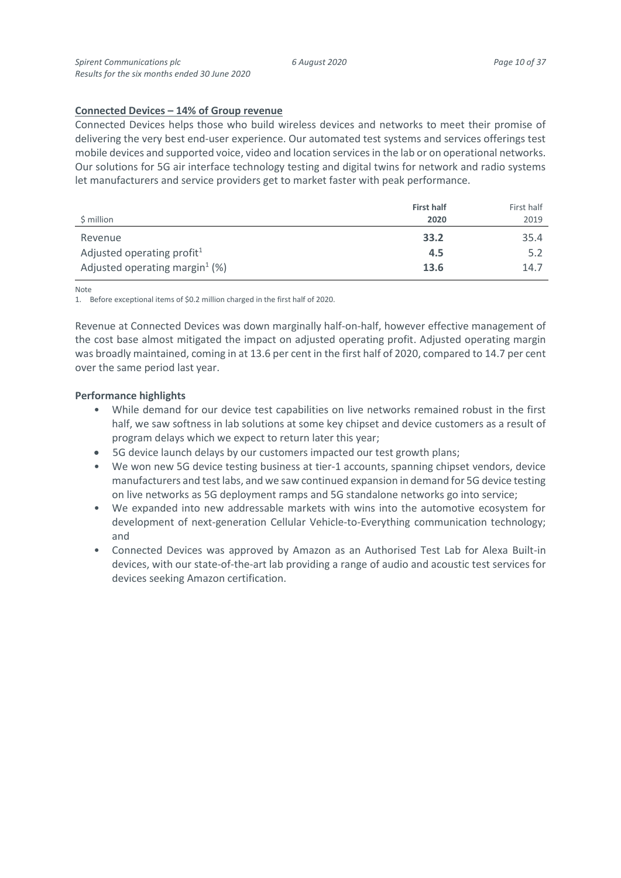## Connected Devices – 14% of Group revenue

Connected Devices helps those who build wireless devices and networks to meet their promise of delivering the very best end-user experience. Our automated test systems and services offerings test mobile devices and supported voice, video and location services in the lab or on operational networks. Our solutions for 5G air interface technology testing and digital twins for network and radio systems let manufacturers and service providers get to market faster with peak performance.

| $ million | **First half 2020** | First half 2019 |
|---|---|---|
| Revenue | **33.2** | 35.4 |
| Adjusted operating profit[1] | **4.5** | 5.2 |
| Adjusted operating margin[1] (%) | **13.6** | 14.7 |

Note

1. Before exceptional items of $0.2 million charged in the first half of 2020.

Revenue at Connected Devices was down marginally half-on-half, however effective management of the cost base almost mitigated the impact on adjusted operating profit. Adjusted operating margin was broadly maintained, coming in at 13.6 per cent in the first half of 2020, compared to 14.7 per cent over the same period last year.

**Performance highlights**

- While demand for our device test capabilities on live networks remained robust in the first half, we saw softness in lab solutions at some key chipset and device customers as a result of program delays which we expect to return later this year;
- 5G device launch delays by our customers impacted our test growth plans;
- We won new 5G device testing business at tier-1 accounts, spanning chipset vendors, device manufacturers and test labs, and we saw continued expansion in demand for 5G device testing on live networks as 5G deployment ramps and 5G standalone networks go into service;
- We expanded into new addressable markets with wins into the automotive ecosystem for development of next-generation Cellular Vehicle-to-Everything communication technology; and
- Connected Devices was approved by Amazon as an Authorised Test Lab for Alexa Built-in devices, with our state-of-the-art lab providing a range of audio and acoustic test services for devices seeking Amazon certification.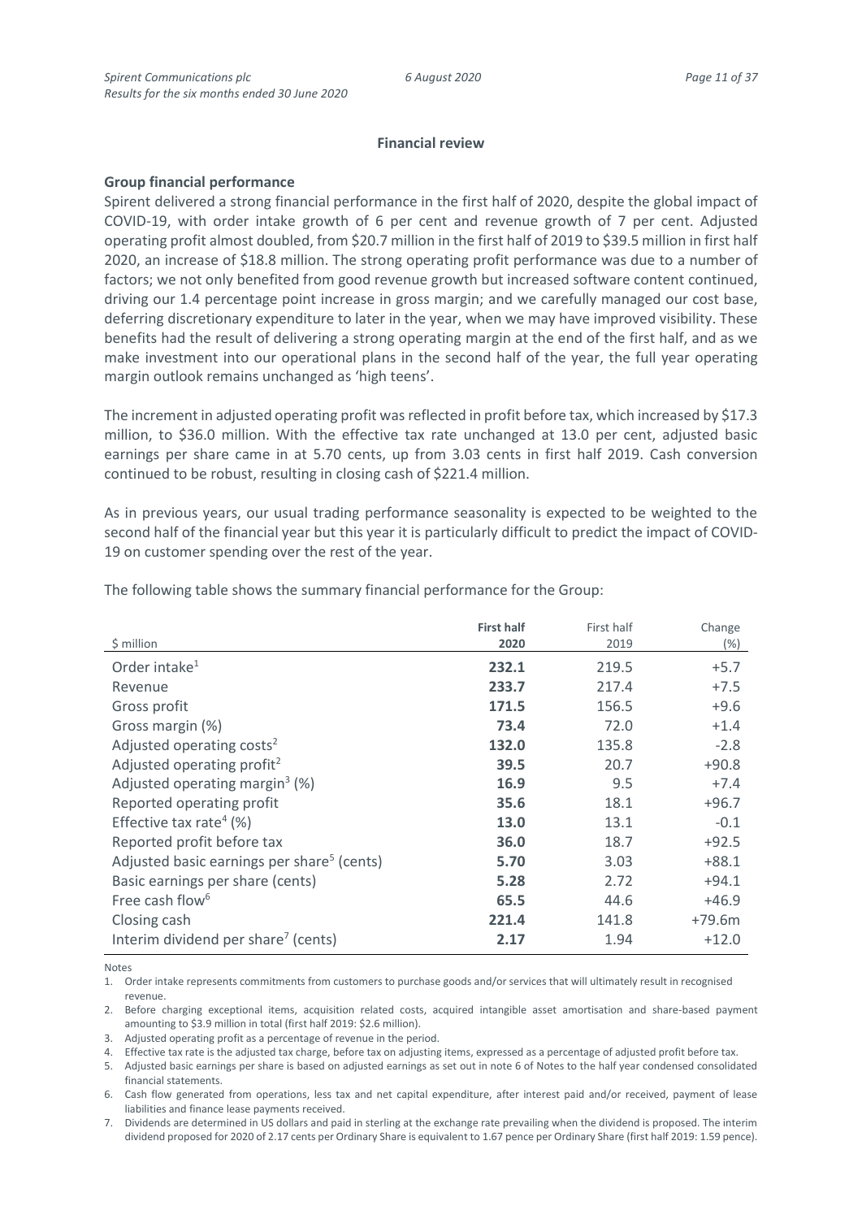## Financial review

### Group financial performance

Spirent delivered a strong financial performance in the first half of 2020, despite the global impact of COVID-19, with order intake growth of 6 per cent and revenue growth of 7 per cent. Adjusted operating profit almost doubled, from $20.7 million in the first half of 2019 to $39.5 million in first half 2020, an increase of $18.8 million. The strong operating profit performance was due to a number of factors; we not only benefited from good revenue growth but increased software content continued, driving our 1.4 percentage point increase in gross margin; and we carefully managed our cost base, deferring discretionary expenditure to later in the year, when we may have improved visibility. These benefits had the result of delivering a strong operating margin at the end of the first half, and as we make investment into our operational plans in the second half of the year, the full year operating margin outlook remains unchanged as 'high teens'.

The increment in adjusted operating profit was reflected in profit before tax, which increased by $17.3 million, to $36.0 million. With the effective tax rate unchanged at 13.0 per cent, adjusted basic earnings per share came in at 5.70 cents, up from 3.03 cents in first half 2019. Cash conversion continued to be robust, resulting in closing cash of $221.4 million.

As in previous years, our usual trading performance seasonality is expected to be weighted to the second half of the financial year but this year it is particularly difficult to predict the impact of COVID-19 on customer spending over the rest of the year.

The following table shows the summary financial performance for the Group:

| $ million | **First half 2020** | First half 2019 | Change (%) |
|---|---|---|---|
| Order intake[1] | **232.1** | 219.5 | +5.7 |
| Revenue | **233.7** | 217.4 | +7.5 |
| Gross profit | **171.5** | 156.5 | +9.6 |
| Gross margin (%) | **73.4** | 72.0 | +1.4 |
| Adjusted operating costs[2] | **132.0** | 135.8 | -2.8 |
| Adjusted operating profit[2] | **39.5** | 20.7 | +90.8 |
| Adjusted operating margin[3] (%) | **16.9** | 9.5 | +7.4 |
| Reported operating profit | **35.6** | 18.1 | +96.7 |
| Effective tax rate[4] (%) | **13.0** | 13.1 | -0.1 |
| Reported profit before tax | **36.0** | 18.7 | +92.5 |
| Adjusted basic earnings per share[5] (cents) | **5.70** | 3.03 | +88.1 |
| Basic earnings per share (cents) | **5.28** | 2.72 | +94.1 |
| Free cash flow[6] | **65.5** | 44.6 | +46.9 |
| Closing cash | **221.4** | 141.8 | +79.6m |
| Interim dividend per share[7] (cents) | **2.17** | 1.94 | +12.0 |

Notes

1. Order intake represents commitments from customers to purchase goods and/or services that will ultimately result in recognised revenue.
2. Before charging exceptional items, acquisition related costs, acquired intangible asset amortisation and share-based payment amounting to $3.9 million in total (first half 2019: $2.6 million).
3. Adjusted operating profit as a percentage of revenue in the period.
4. Effective tax rate is the adjusted tax charge, before tax on adjusting items, expressed as a percentage of adjusted profit before tax.
5. Adjusted basic earnings per share is based on adjusted earnings as set out in note 6 of Notes to the half year condensed consolidated financial statements.
6. Cash flow generated from operations, less tax and net capital expenditure, after interest paid and/or received, payment of lease liabilities and finance lease payments received.
7. Dividends are determined in US dollars and paid in sterling at the exchange rate prevailing when the dividend is proposed. The interim dividend proposed for 2020 of 2.17 cents per Ordinary Share is equivalent to 1.67 pence per Ordinary Share (first half 2019: 1.59 pence).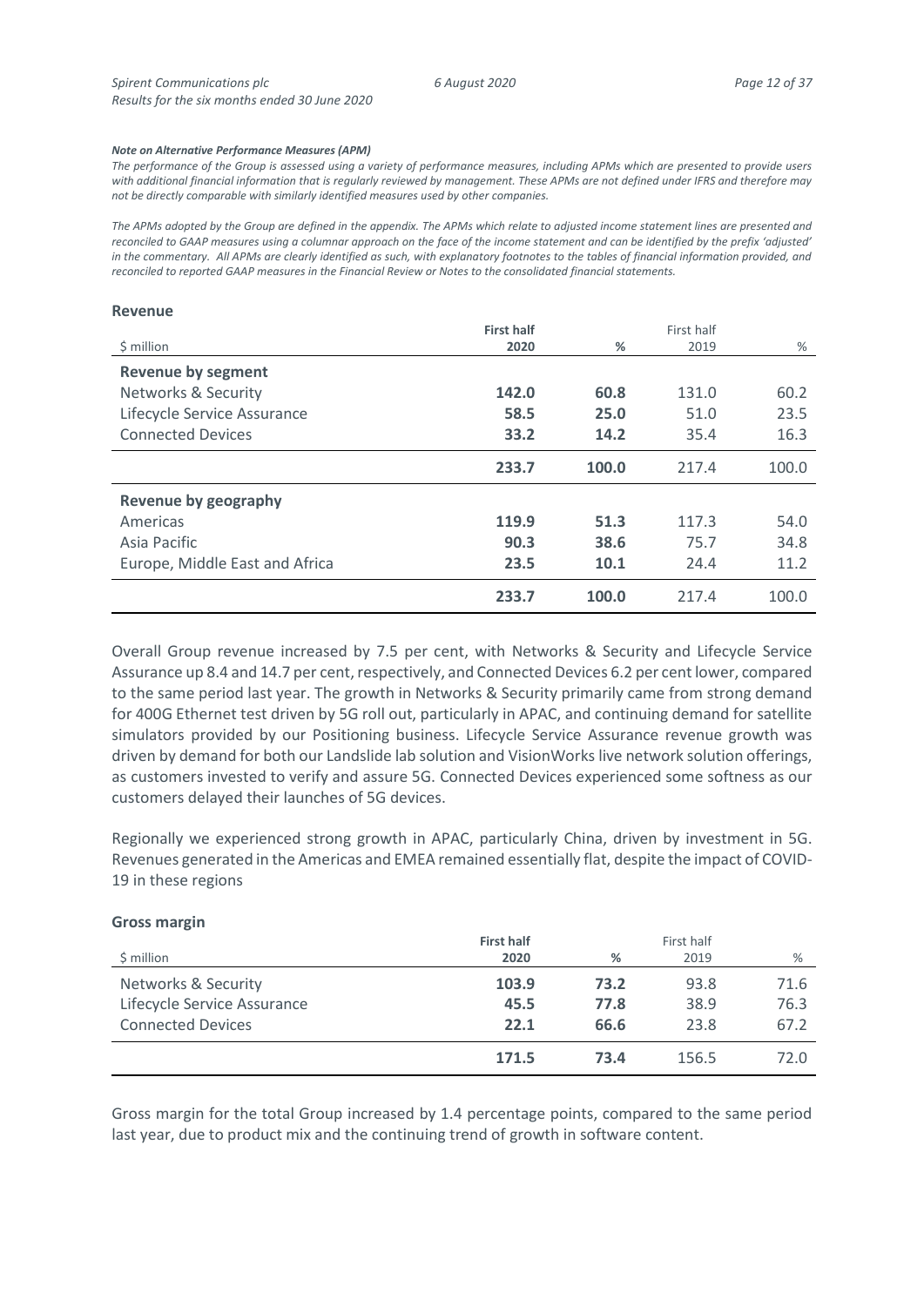***Note on Alternative Performance Measures (APM)***

*The performance of the Group is assessed using a variety of performance measures, including APMs which are presented to provide users with additional financial information that is regularly reviewed by management. These APMs are not defined under IFRS and therefore may not be directly comparable with similarly identified measures used by other companies.*

*The APMs adopted by the Group are defined in the appendix. The APMs which relate to adjusted income statement lines are presented and reconciled to GAAP measures using a columnar approach on the face of the income statement and can be identified by the prefix 'adjusted' in the commentary. All APMs are clearly identified as such, with explanatory footnotes to the tables of financial information provided, and reconciled to reported GAAP measures in the Financial Review or Notes to the consolidated financial statements.*

## Revenue

| $ million | **First half 2020** | **%** | First half 2019 | % |
|---|---|---|---|---|
| **Revenue by segment** | | | | |
| Networks & Security | **142.0** | **60.8** | 131.0 | 60.2 |
| Lifecycle Service Assurance | **58.5** | **25.0** | 51.0 | 23.5 |
| Connected Devices | **33.2** | **14.2** | 35.4 | 16.3 |
| | **233.7** | **100.0** | 217.4 | 100.0 |
| **Revenue by geography** | | | | |
| Americas | **119.9** | **51.3** | 117.3 | 54.0 |
| Asia Pacific | **90.3** | **38.6** | 75.7 | 34.8 |
| Europe, Middle East and Africa | **23.5** | **10.1** | 24.4 | 11.2 |
| | **233.7** | **100.0** | 217.4 | 100.0 |

Overall Group revenue increased by 7.5 per cent, with Networks & Security and Lifecycle Service Assurance up 8.4 and 14.7 per cent, respectively, and Connected Devices 6.2 per cent lower, compared to the same period last year. The growth in Networks & Security primarily came from strong demand for 400G Ethernet test driven by 5G roll out, particularly in APAC, and continuing demand for satellite simulators provided by our Positioning business. Lifecycle Service Assurance revenue growth was driven by demand for both our Landslide lab solution and VisionWorks live network solution offerings, as customers invested to verify and assure 5G. Connected Devices experienced some softness as our customers delayed their launches of 5G devices.

Regionally we experienced strong growth in APAC, particularly China, driven by investment in 5G. Revenues generated in the Americas and EMEA remained essentially flat, despite the impact of COVID-19 in these regions

## Gross margin

| $ million | **First half 2020** | **%** | First half 2019 | % |
|---|---|---|---|---|
| Networks & Security | **103.9** | **73.2** | 93.8 | 71.6 |
| Lifecycle Service Assurance | **45.5** | **77.8** | 38.9 | 76.3 |
| Connected Devices | **22.1** | **66.6** | 23.8 | 67.2 |
| | **171.5** | **73.4** | 156.5 | 72.0 |

Gross margin for the total Group increased by 1.4 percentage points, compared to the same period last year, due to product mix and the continuing trend of growth in software content.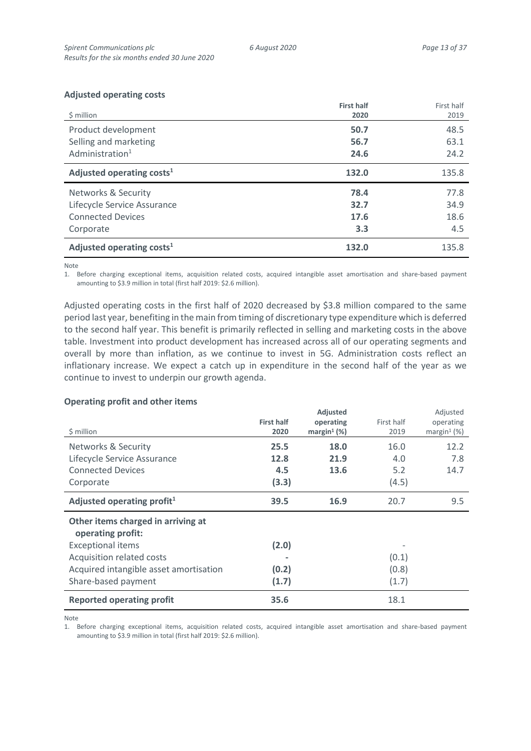### Adjusted operating costs

| $ million | First half 2020 | First half 2019 |
|---|---|---|
| Product development | **50.7** | 48.5 |
| Selling and marketing | **56.7** | 63.1 |
| Administration[1] | **24.6** | 24.2 |
| **Adjusted operating costs[1]** | **132.0** | 135.8 |
| Networks & Security | **78.4** | 77.8 |
| Lifecycle Service Assurance | **32.7** | 34.9 |
| Connected Devices | **17.6** | 18.6 |
| Corporate | **3.3** | 4.5 |
| **Adjusted operating costs[1]** | **132.0** | 135.8 |

Note
1. Before charging exceptional items, acquisition related costs, acquired intangible asset amortisation and share-based payment amounting to $3.9 million in total (first half 2019: $2.6 million).

Adjusted operating costs in the first half of 2020 decreased by $3.8 million compared to the same period last year, benefiting in the main from timing of discretionary type expenditure which is deferred to the second half year. This benefit is primarily reflected in selling and marketing costs in the above table. Investment into product development has increased across all of our operating segments and overall by more than inflation, as we continue to invest in 5G. Administration costs reflect an inflationary increase. We expect a catch up in expenditure in the second half of the year as we continue to invest to underpin our growth agenda.

### Operating profit and other items

| $ million | First half 2020 | Adjusted operating margin[1] (%) | First half 2019 | Adjusted operating margin[1] (%) |
|---|---|---|---|---|
| Networks & Security | **25.5** | **18.0** | 16.0 | 12.2 |
| Lifecycle Service Assurance | **12.8** | **21.9** | 4.0 | 7.8 |
| Connected Devices | **4.5** | **13.6** | 5.2 | 14.7 |
| Corporate | **(3.3)** | | (4.5) | |
| **Adjusted operating profit[1]** | **39.5** | **16.9** | 20.7 | 9.5 |
| **Other items charged in arriving at operating profit:** | | | | |
| Exceptional items | **(2.0)** | | - | |
| Acquisition related costs | **-** | | (0.1) | |
| Acquired intangible asset amortisation | **(0.2)** | | (0.8) | |
| Share-based payment | **(1.7)** | | (1.7) | |
| **Reported operating profit** | **35.6** | | 18.1 | |

Note
1. Before charging exceptional items, acquisition related costs, acquired intangible asset amortisation and share-based payment amounting to $3.9 million in total (first half 2019: $2.6 million).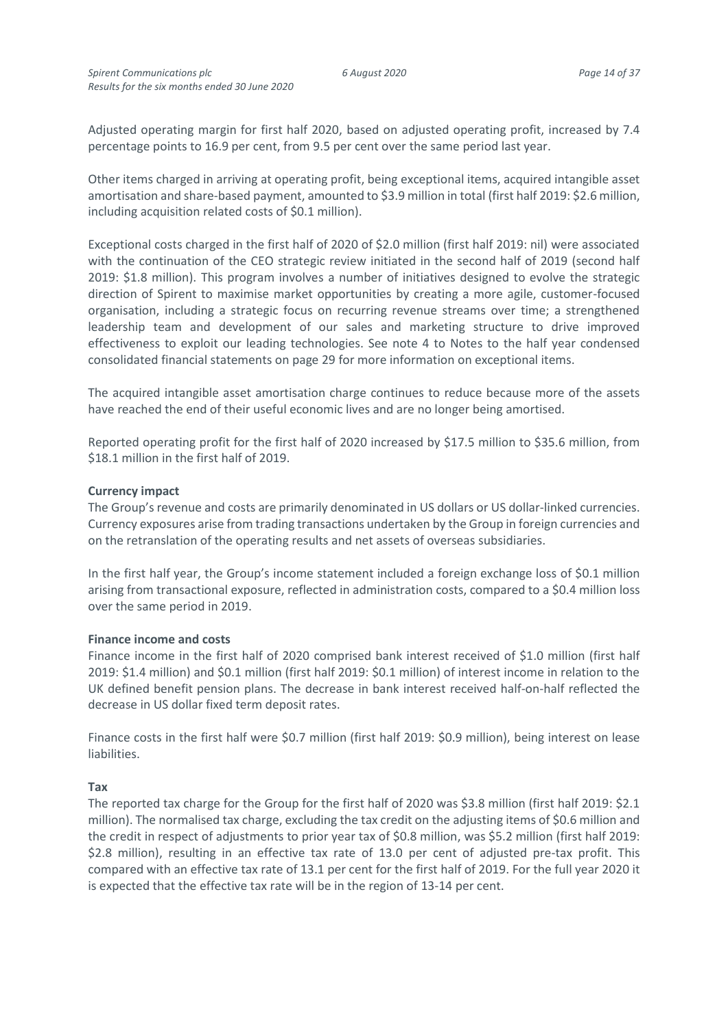Adjusted operating margin for first half 2020, based on adjusted operating profit, increased by 7.4 percentage points to 16.9 per cent, from 9.5 per cent over the same period last year.

Other items charged in arriving at operating profit, being exceptional items, acquired intangible asset amortisation and share-based payment, amounted to $3.9 million in total (first half 2019: $2.6 million, including acquisition related costs of $0.1 million).

Exceptional costs charged in the first half of 2020 of $2.0 million (first half 2019: nil) were associated with the continuation of the CEO strategic review initiated in the second half of 2019 (second half 2019: $1.8 million). This program involves a number of initiatives designed to evolve the strategic direction of Spirent to maximise market opportunities by creating a more agile, customer-focused organisation, including a strategic focus on recurring revenue streams over time; a strengthened leadership team and development of our sales and marketing structure to drive improved effectiveness to exploit our leading technologies. See note 4 to Notes to the half year condensed consolidated financial statements on page 29 for more information on exceptional items.

The acquired intangible asset amortisation charge continues to reduce because more of the assets have reached the end of their useful economic lives and are no longer being amortised.

Reported operating profit for the first half of 2020 increased by $17.5 million to $35.6 million, from $18.1 million in the first half of 2019.

**Currency impact**

The Group's revenue and costs are primarily denominated in US dollars or US dollar-linked currencies. Currency exposures arise from trading transactions undertaken by the Group in foreign currencies and on the retranslation of the operating results and net assets of overseas subsidiaries.

In the first half year, the Group's income statement included a foreign exchange loss of $0.1 million arising from transactional exposure, reflected in administration costs, compared to a $0.4 million loss over the same period in 2019.

**Finance income and costs**

Finance income in the first half of 2020 comprised bank interest received of $1.0 million (first half 2019: $1.4 million) and $0.1 million (first half 2019: $0.1 million) of interest income in relation to the UK defined benefit pension plans. The decrease in bank interest received half-on-half reflected the decrease in US dollar fixed term deposit rates.

Finance costs in the first half were $0.7 million (first half 2019: $0.9 million), being interest on lease liabilities.

**Tax**

The reported tax charge for the Group for the first half of 2020 was $3.8 million (first half 2019: $2.1 million). The normalised tax charge, excluding the tax credit on the adjusting items of $0.6 million and the credit in respect of adjustments to prior year tax of $0.8 million, was $5.2 million (first half 2019: $2.8 million), resulting in an effective tax rate of 13.0 per cent of adjusted pre-tax profit. This compared with an effective tax rate of 13.1 per cent for the first half of 2019. For the full year 2020 it is expected that the effective tax rate will be in the region of 13-14 per cent.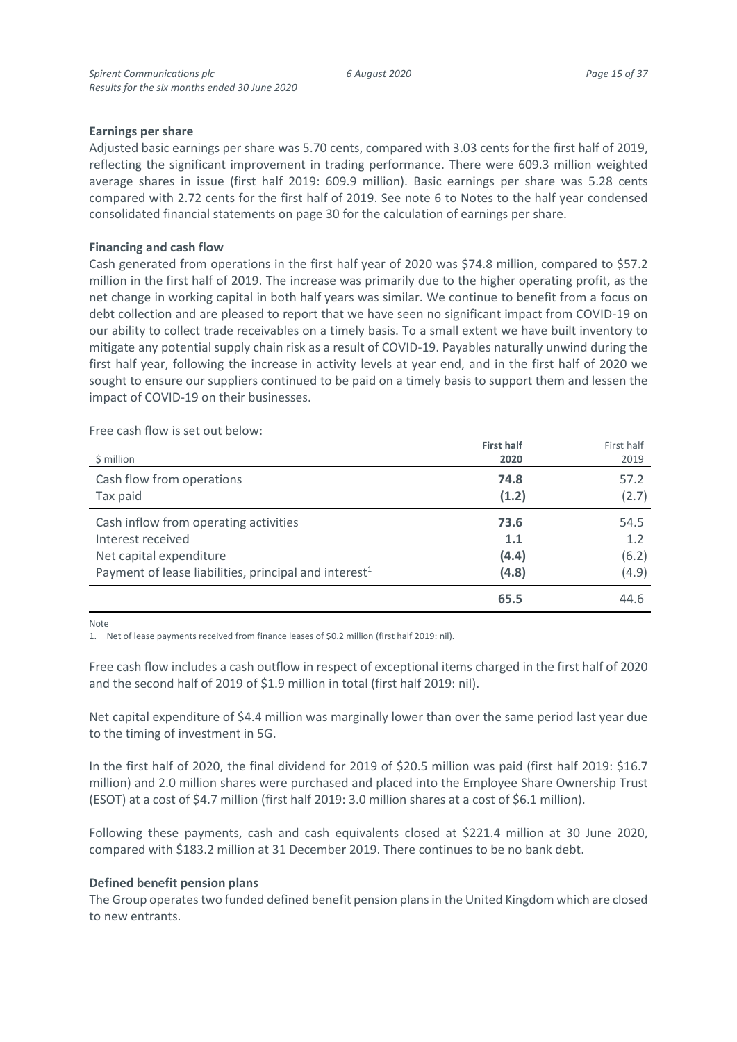**Earnings per share**

Adjusted basic earnings per share was 5.70 cents, compared with 3.03 cents for the first half of 2019, reflecting the significant improvement in trading performance. There were 609.3 million weighted average shares in issue (first half 2019: 609.9 million). Basic earnings per share was 5.28 cents compared with 2.72 cents for the first half of 2019. See note 6 to Notes to the half year condensed consolidated financial statements on page 30 for the calculation of earnings per share.

**Financing and cash flow**

Cash generated from operations in the first half year of 2020 was $74.8 million, compared to $57.2 million in the first half of 2019. The increase was primarily due to the higher operating profit, as the net change in working capital in both half years was similar. We continue to benefit from a focus on debt collection and are pleased to report that we have seen no significant impact from COVID-19 on our ability to collect trade receivables on a timely basis. To a small extent we have built inventory to mitigate any potential supply chain risk as a result of COVID-19. Payables naturally unwind during the first half year, following the increase in activity levels at year end, and in the first half of 2020 we sought to ensure our suppliers continued to be paid on a timely basis to support them and lessen the impact of COVID-19 on their businesses.

Free cash flow is set out below:

| $ million | **First half 2020** | First half 2019 |
|---|---|---|
| Cash flow from operations | **74.8** | 57.2 |
| Tax paid | **(1.2)** | (2.7) |
| Cash inflow from operating activities | **73.6** | 54.5 |
| Interest received | **1.1** | 1.2 |
| Net capital expenditure | **(4.4)** | (6.2) |
| Payment of lease liabilities, principal and interest[1] | **(4.8)** | (4.9) |
| | **65.5** | 44.6 |

Note

1. Net of lease payments received from finance leases of $0.2 million (first half 2019: nil).

Free cash flow includes a cash outflow in respect of exceptional items charged in the first half of 2020 and the second half of 2019 of $1.9 million in total (first half 2019: nil).

Net capital expenditure of $4.4 million was marginally lower than over the same period last year due to the timing of investment in 5G.

In the first half of 2020, the final dividend for 2019 of $20.5 million was paid (first half 2019: $16.7 million) and 2.0 million shares were purchased and placed into the Employee Share Ownership Trust (ESOT) at a cost of $4.7 million (first half 2019: 3.0 million shares at a cost of $6.1 million).

Following these payments, cash and cash equivalents closed at $221.4 million at 30 June 2020, compared with $183.2 million at 31 December 2019. There continues to be no bank debt.

**Defined benefit pension plans**

The Group operates two funded defined benefit pension plans in the United Kingdom which are closed to new entrants.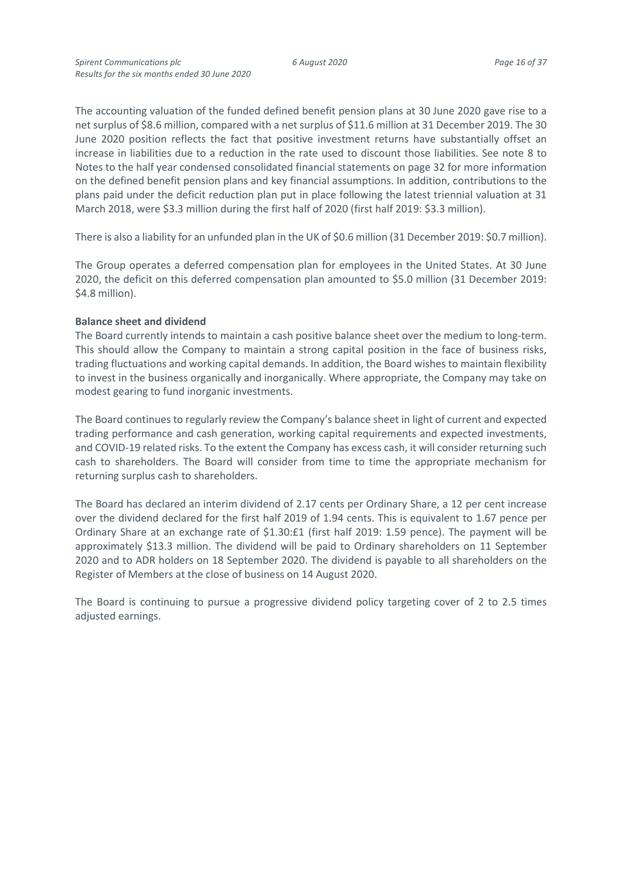The accounting valuation of the funded defined benefit pension plans at 30 June 2020 gave rise to a net surplus of $8.6 million, compared with a net surplus of $11.6 million at 31 December 2019. The 30 June 2020 position reflects the fact that positive investment returns have substantially offset an increase in liabilities due to a reduction in the rate used to discount those liabilities. See note 8 to Notes to the half year condensed consolidated financial statements on page 32 for more information on the defined benefit pension plans and key financial assumptions. In addition, contributions to the plans paid under the deficit reduction plan put in place following the latest triennial valuation at 31 March 2018, were $3.3 million during the first half of 2020 (first half 2019: $3.3 million).

There is also a liability for an unfunded plan in the UK of $0.6 million (31 December 2019: $0.7 million).

The Group operates a deferred compensation plan for employees in the United States. At 30 June 2020, the deficit on this deferred compensation plan amounted to $5.0 million (31 December 2019: $4.8 million).

**Balance sheet and dividend**

The Board currently intends to maintain a cash positive balance sheet over the medium to long-term. This should allow the Company to maintain a strong capital position in the face of business risks, trading fluctuations and working capital demands. In addition, the Board wishes to maintain flexibility to invest in the business organically and inorganically. Where appropriate, the Company may take on modest gearing to fund inorganic investments.

The Board continues to regularly review the Company's balance sheet in light of current and expected trading performance and cash generation, working capital requirements and expected investments, and COVID-19 related risks. To the extent the Company has excess cash, it will consider returning such cash to shareholders. The Board will consider from time to time the appropriate mechanism for returning surplus cash to shareholders.

The Board has declared an interim dividend of 2.17 cents per Ordinary Share, a 12 per cent increase over the dividend declared for the first half 2019 of 1.94 cents. This is equivalent to 1.67 pence per Ordinary Share at an exchange rate of $1.30:£1 (first half 2019: 1.59 pence). The payment will be approximately $13.3 million. The dividend will be paid to Ordinary shareholders on 11 September 2020 and to ADR holders on 18 September 2020. The dividend is payable to all shareholders on the Register of Members at the close of business on 14 August 2020.

The Board is continuing to pursue a progressive dividend policy targeting cover of 2 to 2.5 times adjusted earnings.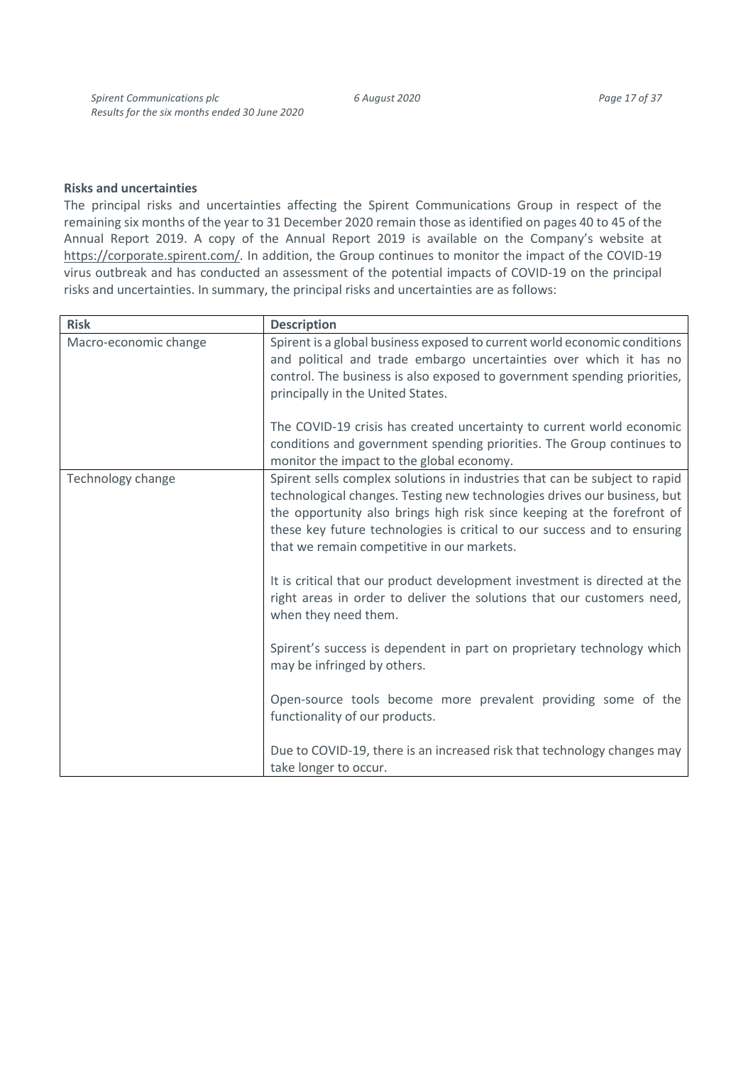**Risks and uncertainties**

The principal risks and uncertainties affecting the Spirent Communications Group in respect of the remaining six months of the year to 31 December 2020 remain those as identified on pages 40 to 45 of the Annual Report 2019. A copy of the Annual Report 2019 is available on the Company's website at https://corporate.spirent.com/. In addition, the Group continues to monitor the impact of the COVID-19 virus outbreak and has conducted an assessment of the potential impacts of COVID-19 on the principal risks and uncertainties. In summary, the principal risks and uncertainties are as follows:

| Risk | Description |
|---|---|
| Macro-economic change | Spirent is a global business exposed to current world economic conditions and political and trade embargo uncertainties over which it has no control. The business is also exposed to government spending priorities, principally in the United States.<br><br>The COVID-19 crisis has created uncertainty to current world economic conditions and government spending priorities. The Group continues to monitor the impact to the global economy. |
| Technology change | Spirent sells complex solutions in industries that can be subject to rapid technological changes. Testing new technologies drives our business, but the opportunity also brings high risk since keeping at the forefront of these key future technologies is critical to our success and to ensuring that we remain competitive in our markets.<br><br>It is critical that our product development investment is directed at the right areas in order to deliver the solutions that our customers need, when they need them.<br><br>Spirent's success is dependent in part on proprietary technology which may be infringed by others.<br><br>Open-source tools become more prevalent providing some of the functionality of our products.<br><br>Due to COVID-19, there is an increased risk that technology changes may take longer to occur. |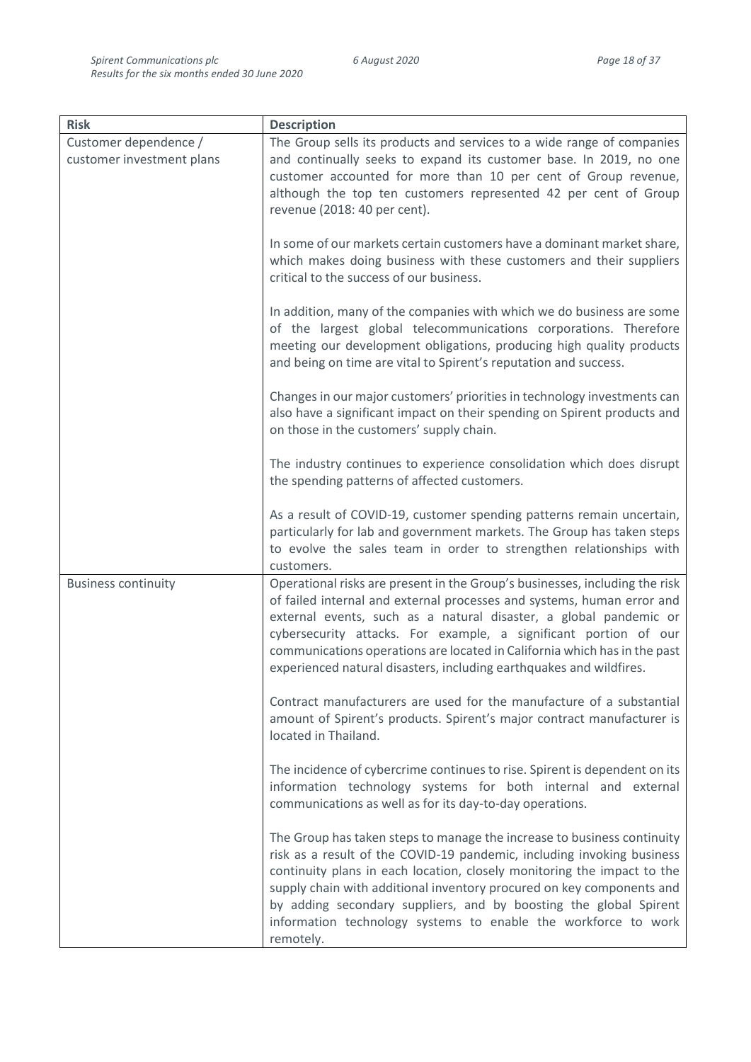| Risk | Description |
|---|---|
| Customer dependence / customer investment plans | The Group sells its products and services to a wide range of companies and continually seeks to expand its customer base. In 2019, no one customer accounted for more than 10 per cent of Group revenue, although the top ten customers represented 42 per cent of Group revenue (2018: 40 per cent).<br><br>In some of our markets certain customers have a dominant market share, which makes doing business with these customers and their suppliers critical to the success of our business.<br><br>In addition, many of the companies with which we do business are some of the largest global telecommunications corporations. Therefore meeting our development obligations, producing high quality products and being on time are vital to Spirent's reputation and success.<br><br>Changes in our major customers' priorities in technology investments can also have a significant impact on their spending on Spirent products and on those in the customers' supply chain.<br><br>The industry continues to experience consolidation which does disrupt the spending patterns of affected customers.<br><br>As a result of COVID-19, customer spending patterns remain uncertain, particularly for lab and government markets. The Group has taken steps to evolve the sales team in order to strengthen relationships with customers. |
| Business continuity | Operational risks are present in the Group's businesses, including the risk of failed internal and external processes and systems, human error and external events, such as a natural disaster, a global pandemic or cybersecurity attacks. For example, a significant portion of our communications operations are located in California which has in the past experienced natural disasters, including earthquakes and wildfires.<br><br>Contract manufacturers are used for the manufacture of a substantial amount of Spirent's products. Spirent's major contract manufacturer is located in Thailand.<br><br>The incidence of cybercrime continues to rise. Spirent is dependent on its information technology systems for both internal and external communications as well as for its day-to-day operations.<br><br>The Group has taken steps to manage the increase to business continuity risk as a result of the COVID-19 pandemic, including invoking business continuity plans in each location, closely monitoring the impact to the supply chain with additional inventory procured on key components and by adding secondary suppliers, and by boosting the global Spirent information technology systems to enable the workforce to work remotely. |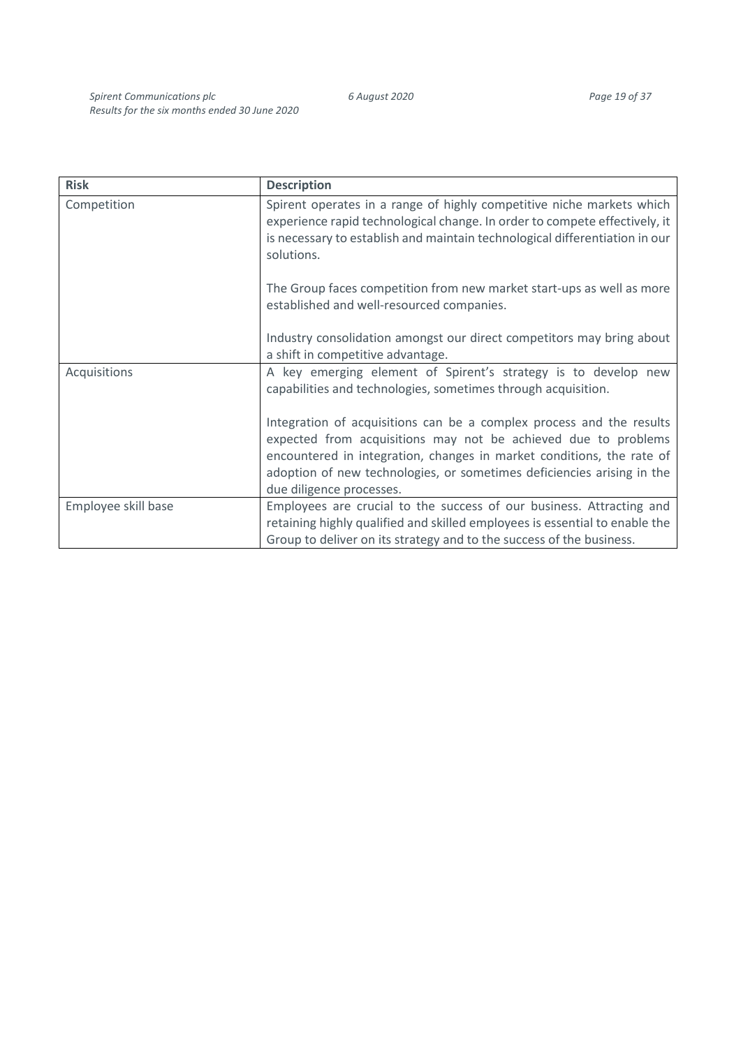| Risk | Description |
|---|---|
| Competition | Spirent operates in a range of highly competitive niche markets which experience rapid technological change. In order to compete effectively, it is necessary to establish and maintain technological differentiation in our solutions.<br><br>The Group faces competition from new market start-ups as well as more established and well-resourced companies.<br><br>Industry consolidation amongst our direct competitors may bring about a shift in competitive advantage. |
| Acquisitions | A key emerging element of Spirent's strategy is to develop new capabilities and technologies, sometimes through acquisition.<br><br>Integration of acquisitions can be a complex process and the results expected from acquisitions may not be achieved due to problems encountered in integration, changes in market conditions, the rate of adoption of new technologies, or sometimes deficiencies arising in the due diligence processes. |
| Employee skill base | Employees are crucial to the success of our business. Attracting and retaining highly qualified and skilled employees is essential to enable the Group to deliver on its strategy and to the success of the business. |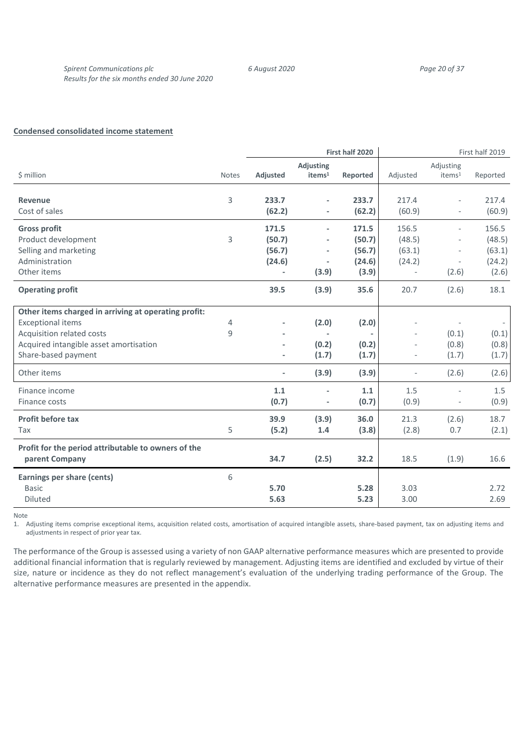**Condensed consolidated income statement**

| | | First half 2020 | | | First half 2019 | | |
|---|---|---|---|---|---|---|---|
| $ million | Notes | **Adjusted** | **Adjusting items[1]** | **Reported** | Adjusted | Adjusting items[1] | Reported |
| **Revenue** | 3 | **233.7** | **-** | **233.7** | 217.4 | - | 217.4 |
| Cost of sales | | **(62.2)** | **-** | **(62.2)** | (60.9) | - | (60.9) |
| **Gross profit** | | **171.5** | **-** | **171.5** | 156.5 | - | 156.5 |
| Product development | 3 | **(50.7)** | **-** | **(50.7)** | (48.5) | - | (48.5) |
| Selling and marketing | | **(56.7)** | **-** | **(56.7)** | (63.1) | - | (63.1) |
| Administration | | **(24.6)** | **-** | **(24.6)** | (24.2) | - | (24.2) |
| Other items | | **-** | **(3.9)** | **(3.9)** | - | (2.6) | (2.6) |
| **Operating profit** | | **39.5** | **(3.9)** | **35.6** | 20.7 | (2.6) | 18.1 |
| **Other items charged in arriving at operating profit:** | | | | | | | |
| Exceptional items | 4 | **-** | **(2.0)** | **(2.0)** | - | - | - |
| Acquisition related costs | 9 | **-** | **-** | **-** | - | (0.1) | (0.1) |
| Acquired intangible asset amortisation | | **-** | **(0.2)** | **(0.2)** | - | (0.8) | (0.8) |
| Share-based payment | | **-** | **(1.7)** | **(1.7)** | - | (1.7) | (1.7) |
| Other items | | **-** | **(3.9)** | **(3.9)** | - | (2.6) | (2.6) |
| Finance income | | **1.1** | **-** | **1.1** | 1.5 | - | 1.5 |
| Finance costs | | **(0.7)** | **-** | **(0.7)** | (0.9) | - | (0.9) |
| **Profit before tax** | | **39.9** | **(3.9)** | **36.0** | 21.3 | (2.6) | 18.7 |
| Tax | 5 | **(5.2)** | **1.4** | **(3.8)** | (2.8) | 0.7 | (2.1) |
| **Profit for the period attributable to owners of the parent Company** | | **34.7** | **(2.5)** | **32.2** | 18.5 | (1.9) | 16.6 |
| **Earnings per share (cents)** | 6 | | | | | | |
| Basic | | **5.70** | | **5.28** | 3.03 | | 2.72 |
| Diluted | | **5.63** | | **5.23** | 3.00 | | 2.69 |

Note

1. Adjusting items comprise exceptional items, acquisition related costs, amortisation of acquired intangible assets, share-based payment, tax on adjusting items and adjustments in respect of prior year tax.

The performance of the Group is assessed using a variety of non GAAP alternative performance measures which are presented to provide additional financial information that is regularly reviewed by management. Adjusting items are identified and excluded by virtue of their size, nature or incidence as they do not reflect management's evaluation of the underlying trading performance of the Group. The alternative performance measures are presented in the appendix.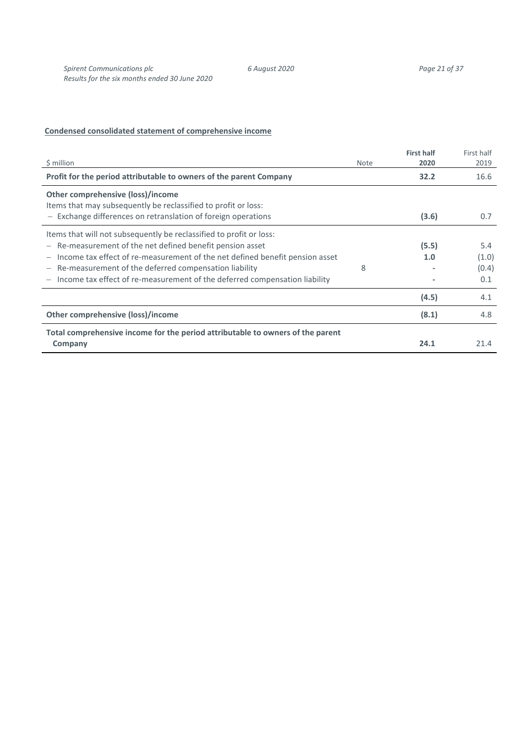**Condensed consolidated statement of comprehensive income**

| $ million | Note | **First half 2020** | First half 2019 |
|---|---|---|---|
| **Profit for the period attributable to owners of the parent Company** | | **32.2** | 16.6 |
| **Other comprehensive (loss)/income** | | | |
| Items that may subsequently be reclassified to profit or loss: | | | |
| – Exchange differences on retranslation of foreign operations | | **(3.6)** | 0.7 |
| Items that will not subsequently be reclassified to profit or loss: | | | |
| – Re-measurement of the net defined benefit pension asset | | **(5.5)** | 5.4 |
| – Income tax effect of re-measurement of the net defined benefit pension asset | | **1.0** | (1.0) |
| – Re-measurement of the deferred compensation liability | 8 | **-** | (0.4) |
| – Income tax effect of re-measurement of the deferred compensation liability | | **-** | 0.1 |
| | | **(4.5)** | 4.1 |
| **Other comprehensive (loss)/income** | | **(8.1)** | 4.8 |
| **Total comprehensive income for the period attributable to owners of the parent Company** | | **24.1** | 21.4 |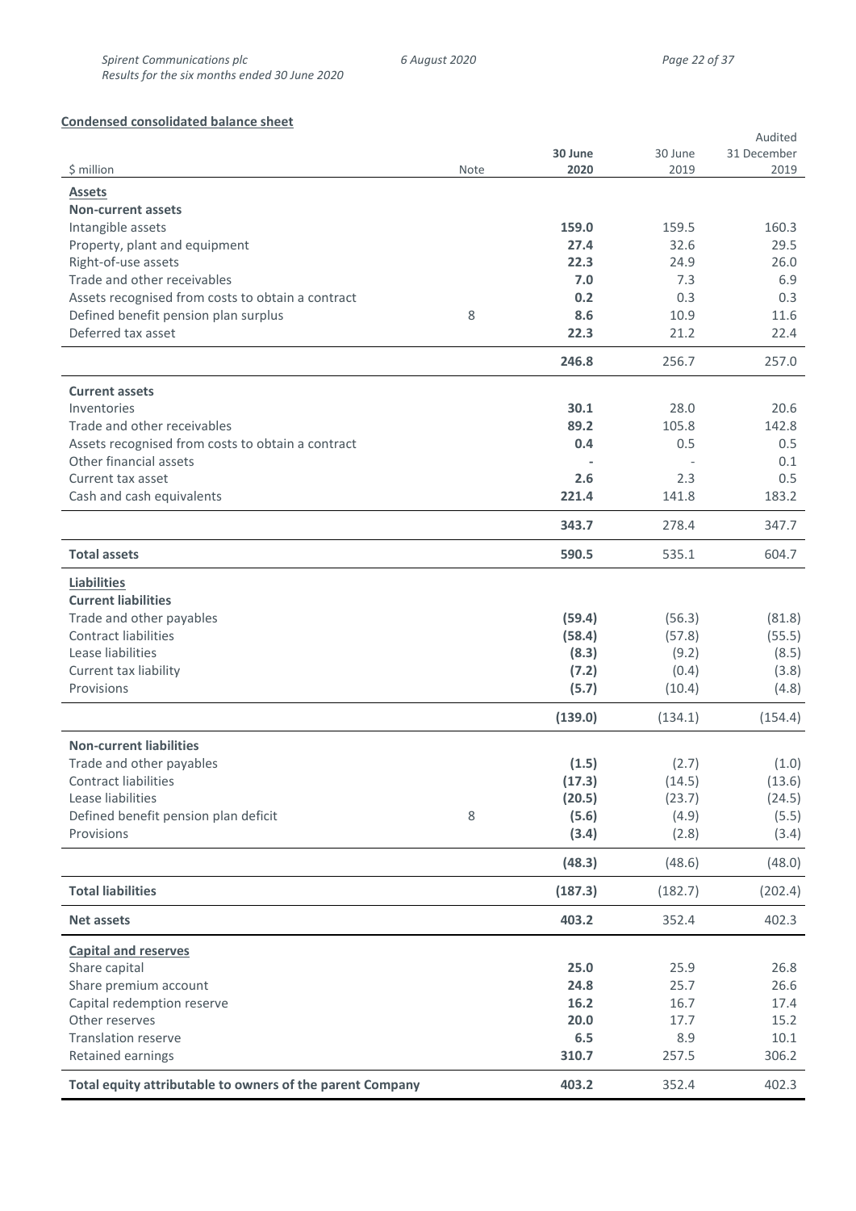**Condensed consolidated balance sheet**

| $ million | Note | **30 June 2020** | 30 June 2019 | Audited 31 December 2019 |
|---|---|---|---|---|
| **Assets** | | | | |
| **Non-current assets** | | | | |
| Intangible assets | | **159.0** | 159.5 | 160.3 |
| Property, plant and equipment | | **27.4** | 32.6 | 29.5 |
| Right-of-use assets | | **22.3** | 24.9 | 26.0 |
| Trade and other receivables | | **7.0** | 7.3 | 6.9 |
| Assets recognised from costs to obtain a contract | | **0.2** | 0.3 | 0.3 |
| Defined benefit pension plan surplus | 8 | **8.6** | 10.9 | 11.6 |
| Deferred tax asset | | **22.3** | 21.2 | 22.4 |
| | | **246.8** | 256.7 | 257.0 |
| **Current assets** | | | | |
| Inventories | | **30.1** | 28.0 | 20.6 |
| Trade and other receivables | | **89.2** | 105.8 | 142.8 |
| Assets recognised from costs to obtain a contract | | **0.4** | 0.5 | 0.5 |
| Other financial assets | | **-** | - | 0.1 |
| Current tax asset | | **2.6** | 2.3 | 0.5 |
| Cash and cash equivalents | | **221.4** | 141.8 | 183.2 |
| | | **343.7** | 278.4 | 347.7 |
| **Total assets** | | **590.5** | 535.1 | 604.7 |
| **Liabilities** | | | | |
| **Current liabilities** | | | | |
| Trade and other payables | | **(59.4)** | (56.3) | (81.8) |
| Contract liabilities | | **(58.4)** | (57.8) | (55.5) |
| Lease liabilities | | **(8.3)** | (9.2) | (8.5) |
| Current tax liability | | **(7.2)** | (0.4) | (3.8) |
| Provisions | | **(5.7)** | (10.4) | (4.8) |
| | | **(139.0)** | (134.1) | (154.4) |
| **Non-current liabilities** | | | | |
| Trade and other payables | | **(1.5)** | (2.7) | (1.0) |
| Contract liabilities | | **(17.3)** | (14.5) | (13.6) |
| Lease liabilities | | **(20.5)** | (23.7) | (24.5) |
| Defined benefit pension plan deficit | 8 | **(5.6)** | (4.9) | (5.5) |
| Provisions | | **(3.4)** | (2.8) | (3.4) |
| | | **(48.3)** | (48.6) | (48.0) |
| **Total liabilities** | | **(187.3)** | (182.7) | (202.4) |
| **Net assets** | | **403.2** | 352.4 | 402.3 |
| **Capital and reserves** | | | | |
| Share capital | | **25.0** | 25.9 | 26.8 |
| Share premium account | | **24.8** | 25.7 | 26.6 |
| Capital redemption reserve | | **16.2** | 16.7 | 17.4 |
| Other reserves | | **20.0** | 17.7 | 15.2 |
| Translation reserve | | **6.5** | 8.9 | 10.1 |
| Retained earnings | | **310.7** | 257.5 | 306.2 |
| **Total equity attributable to owners of the parent Company** | | **403.2** | 352.4 | 402.3 |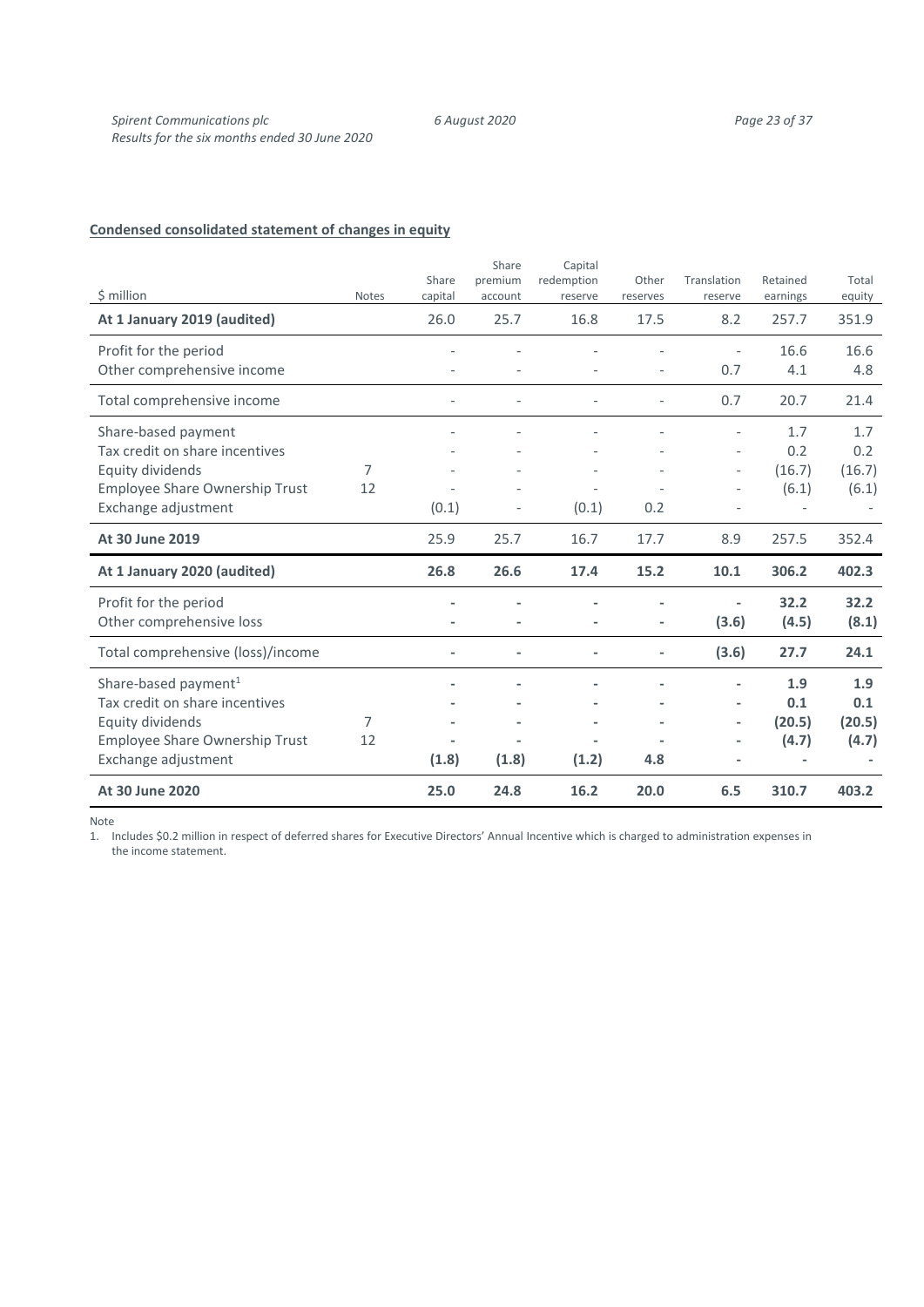## Condensed consolidated statement of changes in equity

| $ million | Notes | Share capital | Share premium account | Capital redemption reserve | Other reserves | Translation reserve | Retained earnings | Total equity |
|---|---|---|---|---|---|---|---|---|
| **At 1 January 2019 (audited)** | | 26.0 | 25.7 | 16.8 | 17.5 | 8.2 | 257.7 | 351.9 |
| Profit for the period | | - | - | - | - | - | 16.6 | 16.6 |
| Other comprehensive income | | - | - | - | - | 0.7 | 4.1 | 4.8 |
| Total comprehensive income | | - | - | - | - | 0.7 | 20.7 | 21.4 |
| Share-based payment | | - | - | - | - | - | 1.7 | 1.7 |
| Tax credit on share incentives | | - | - | - | - | - | 0.2 | 0.2 |
| Equity dividends | 7 | - | - | - | - | - | (16.7) | (16.7) |
| Employee Share Ownership Trust | 12 | - | - | - | - | - | (6.1) | (6.1) |
| Exchange adjustment | | (0.1) | - | (0.1) | 0.2 | - | - | - |
| **At 30 June 2019** | | 25.9 | 25.7 | 16.7 | 17.7 | 8.9 | 257.5 | 352.4 |
| **At 1 January 2020 (audited)** | | **26.8** | **26.6** | **17.4** | **15.2** | **10.1** | **306.2** | **402.3** |
| Profit for the period | | - | - | - | - | - | **32.2** | **32.2** |
| Other comprehensive loss | | - | - | - | - | **(3.6)** | **(4.5)** | **(8.1)** |
| Total comprehensive (loss)/income | | - | - | - | - | **(3.6)** | **27.7** | **24.1** |
| Share-based payment[1] | | - | - | - | - | - | **1.9** | **1.9** |
| Tax credit on share incentives | | - | - | - | - | - | **0.1** | **0.1** |
| Equity dividends | 7 | - | - | - | - | - | **(20.5)** | **(20.5)** |
| Employee Share Ownership Trust | 12 | - | - | - | - | - | **(4.7)** | **(4.7)** |
| Exchange adjustment | | **(1.8)** | **(1.8)** | **(1.2)** | **4.8** | - | - | - |
| **At 30 June 2020** | | **25.0** | **24.8** | **16.2** | **20.0** | **6.5** | **310.7** | **403.2** |

Note

1. Includes $0.2 million in respect of deferred shares for Executive Directors' Annual Incentive which is charged to administration expenses in the income statement.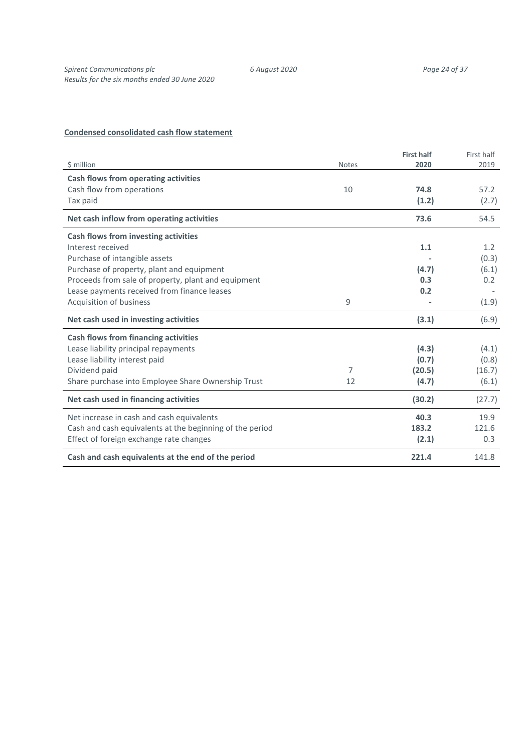**Condensed consolidated cash flow statement**

| $ million | Notes | **First half 2020** | First half 2019 |
|---|---|---|---|
| **Cash flows from operating activities** | | | |
| Cash flow from operations | 10 | **74.8** | 57.2 |
| Tax paid | | **(1.2)** | (2.7) |
| **Net cash inflow from operating activities** | | **73.6** | 54.5 |
| **Cash flows from investing activities** | | | |
| Interest received | | **1.1** | 1.2 |
| Purchase of intangible assets | | **-** | (0.3) |
| Purchase of property, plant and equipment | | **(4.7)** | (6.1) |
| Proceeds from sale of property, plant and equipment | | **0.3** | 0.2 |
| Lease payments received from finance leases | | **0.2** | - |
| Acquisition of business | 9 | **-** | (1.9) |
| **Net cash used in investing activities** | | **(3.1)** | (6.9) |
| **Cash flows from financing activities** | | | |
| Lease liability principal repayments | | **(4.3)** | (4.1) |
| Lease liability interest paid | | **(0.7)** | (0.8) |
| Dividend paid | 7 | **(20.5)** | (16.7) |
| Share purchase into Employee Share Ownership Trust | 12 | **(4.7)** | (6.1) |
| **Net cash used in financing activities** | | **(30.2)** | (27.7) |
| Net increase in cash and cash equivalents | | **40.3** | 19.9 |
| Cash and cash equivalents at the beginning of the period | | **183.2** | 121.6 |
| Effect of foreign exchange rate changes | | **(2.1)** | 0.3 |
| **Cash and cash equivalents at the end of the period** | | **221.4** | 141.8 |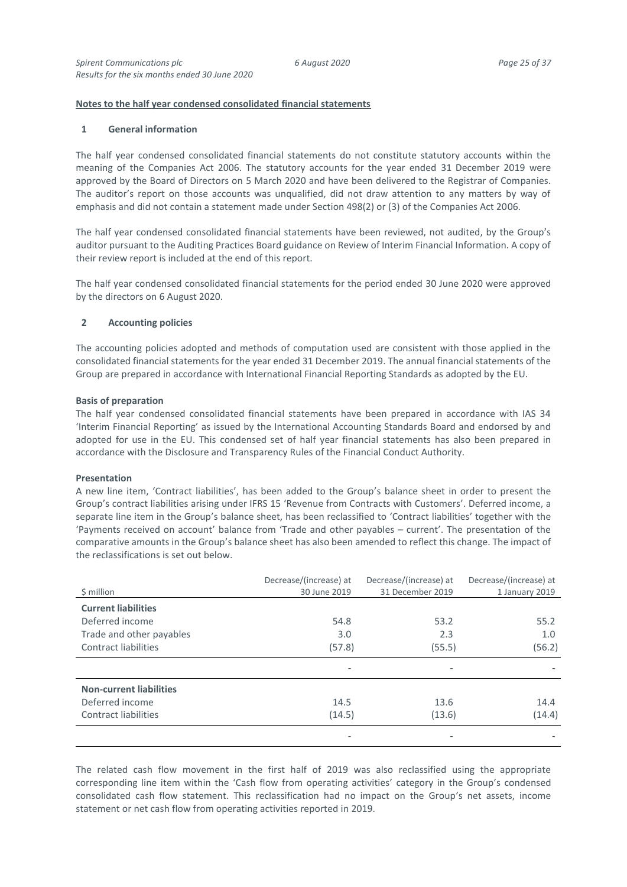## Notes to the half year condensed consolidated financial statements

### 1 General information

The half year condensed consolidated financial statements do not constitute statutory accounts within the meaning of the Companies Act 2006. The statutory accounts for the year ended 31 December 2019 were approved by the Board of Directors on 5 March 2020 and have been delivered to the Registrar of Companies. The auditor's report on those accounts was unqualified, did not draw attention to any matters by way of emphasis and did not contain a statement made under Section 498(2) or (3) of the Companies Act 2006.

The half year condensed consolidated financial statements have been reviewed, not audited, by the Group's auditor pursuant to the Auditing Practices Board guidance on Review of Interim Financial Information. A copy of their review report is included at the end of this report.

The half year condensed consolidated financial statements for the period ended 30 June 2020 were approved by the directors on 6 August 2020.

### 2 Accounting policies

The accounting policies adopted and methods of computation used are consistent with those applied in the consolidated financial statements for the year ended 31 December 2019. The annual financial statements of the Group are prepared in accordance with International Financial Reporting Standards as adopted by the EU.

**Basis of preparation**

The half year condensed consolidated financial statements have been prepared in accordance with IAS 34 'Interim Financial Reporting' as issued by the International Accounting Standards Board and endorsed by and adopted for use in the EU. This condensed set of half year financial statements has also been prepared in accordance with the Disclosure and Transparency Rules of the Financial Conduct Authority.

**Presentation**

A new line item, 'Contract liabilities', has been added to the Group's balance sheet in order to present the Group's contract liabilities arising under IFRS 15 'Revenue from Contracts with Customers'. Deferred income, a separate line item in the Group's balance sheet, has been reclassified to 'Contract liabilities' together with the 'Payments received on account' balance from 'Trade and other payables – current'. The presentation of the comparative amounts in the Group's balance sheet has also been amended to reflect this change. The impact of the reclassifications is set out below.

| $ million | Decrease/(increase) at 30 June 2019 | Decrease/(increase) at 31 December 2019 | Decrease/(increase) at 1 January 2019 |
|---|---|---|---|
| **Current liabilities** | | | |
| Deferred income | 54.8 | 53.2 | 55.2 |
| Trade and other payables | 3.0 | 2.3 | 1.0 |
| Contract liabilities | (57.8) | (55.5) | (56.2) |
| | - | - | - |
| **Non-current liabilities** | | | |
| Deferred income | 14.5 | 13.6 | 14.4 |
| Contract liabilities | (14.5) | (13.6) | (14.4) |
| | - | - | - |

The related cash flow movement in the first half of 2019 was also reclassified using the appropriate corresponding line item within the 'Cash flow from operating activities' category in the Group's condensed consolidated cash flow statement. This reclassification had no impact on the Group's net assets, income statement or net cash flow from operating activities reported in 2019.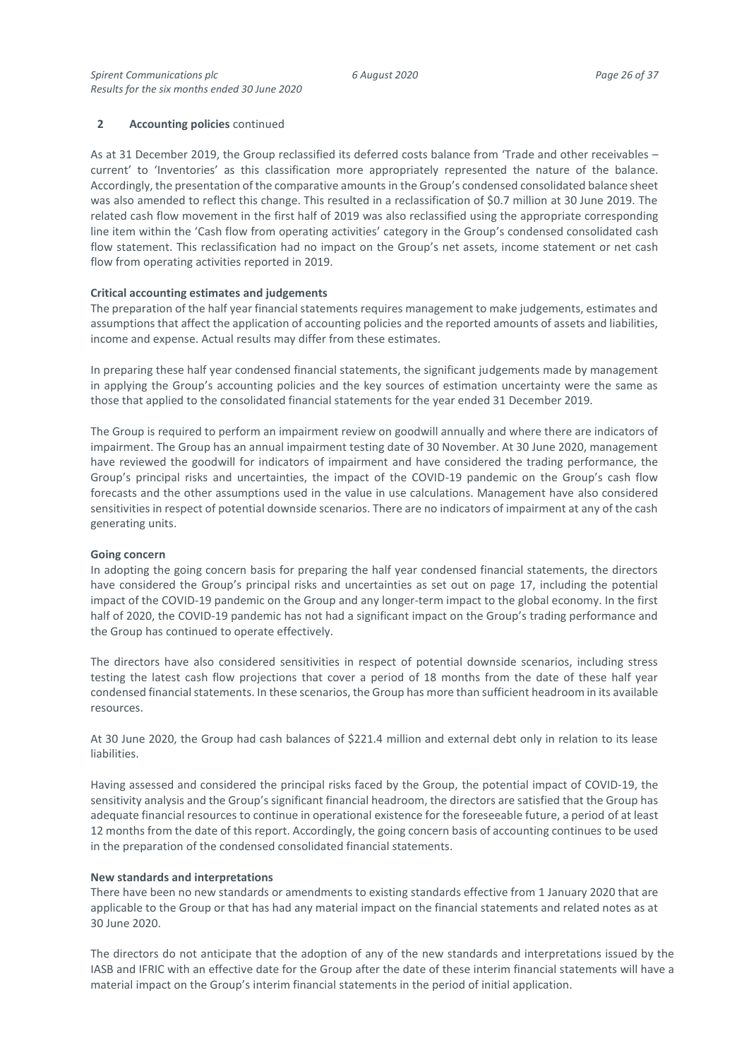## 2 Accounting policies continued

As at 31 December 2019, the Group reclassified its deferred costs balance from 'Trade and other receivables – current' to 'Inventories' as this classification more appropriately represented the nature of the balance. Accordingly, the presentation of the comparative amounts in the Group's condensed consolidated balance sheet was also amended to reflect this change. This resulted in a reclassification of $0.7 million at 30 June 2019. The related cash flow movement in the first half of 2019 was also reclassified using the appropriate corresponding line item within the 'Cash flow from operating activities' category in the Group's condensed consolidated cash flow statement. This reclassification had no impact on the Group's net assets, income statement or net cash flow from operating activities reported in 2019.

**Critical accounting estimates and judgements**

The preparation of the half year financial statements requires management to make judgements, estimates and assumptions that affect the application of accounting policies and the reported amounts of assets and liabilities, income and expense. Actual results may differ from these estimates.

In preparing these half year condensed financial statements, the significant judgements made by management in applying the Group's accounting policies and the key sources of estimation uncertainty were the same as those that applied to the consolidated financial statements for the year ended 31 December 2019.

The Group is required to perform an impairment review on goodwill annually and where there are indicators of impairment. The Group has an annual impairment testing date of 30 November. At 30 June 2020, management have reviewed the goodwill for indicators of impairment and have considered the trading performance, the Group's principal risks and uncertainties, the impact of the COVID-19 pandemic on the Group's cash flow forecasts and the other assumptions used in the value in use calculations. Management have also considered sensitivities in respect of potential downside scenarios. There are no indicators of impairment at any of the cash generating units.

**Going concern**

In adopting the going concern basis for preparing the half year condensed financial statements, the directors have considered the Group's principal risks and uncertainties as set out on page 17, including the potential impact of the COVID-19 pandemic on the Group and any longer-term impact to the global economy. In the first half of 2020, the COVID-19 pandemic has not had a significant impact on the Group's trading performance and the Group has continued to operate effectively.

The directors have also considered sensitivities in respect of potential downside scenarios, including stress testing the latest cash flow projections that cover a period of 18 months from the date of these half year condensed financial statements. In these scenarios, the Group has more than sufficient headroom in its available resources.

At 30 June 2020, the Group had cash balances of $221.4 million and external debt only in relation to its lease liabilities.

Having assessed and considered the principal risks faced by the Group, the potential impact of COVID-19, the sensitivity analysis and the Group's significant financial headroom, the directors are satisfied that the Group has adequate financial resources to continue in operational existence for the foreseeable future, a period of at least 12 months from the date of this report. Accordingly, the going concern basis of accounting continues to be used in the preparation of the condensed consolidated financial statements.

**New standards and interpretations**

There have been no new standards or amendments to existing standards effective from 1 January 2020 that are applicable to the Group or that has had any material impact on the financial statements and related notes as at 30 June 2020.

The directors do not anticipate that the adoption of any of the new standards and interpretations issued by the IASB and IFRIC with an effective date for the Group after the date of these interim financial statements will have a material impact on the Group's interim financial statements in the period of initial application.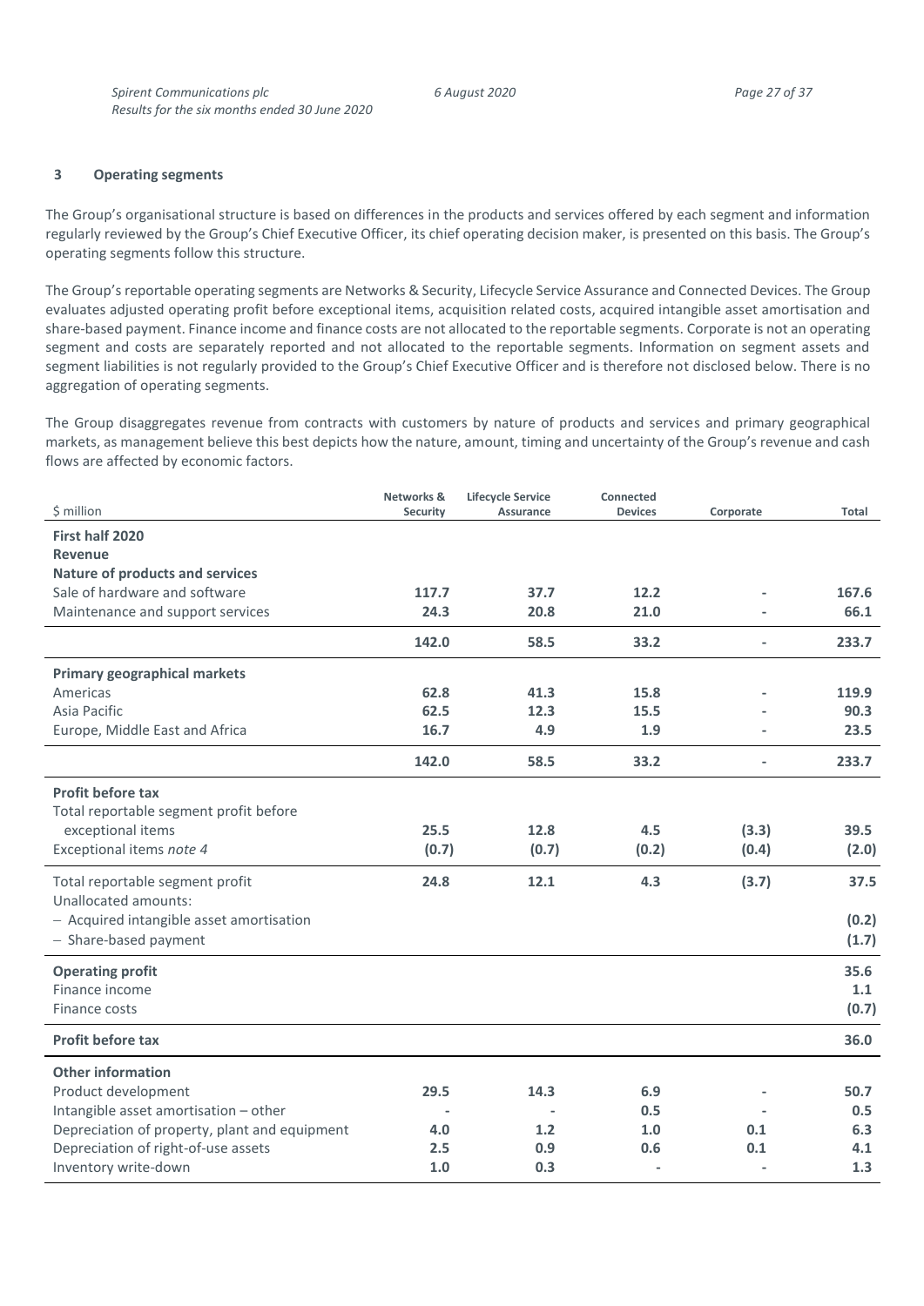## 3 Operating segments

The Group's organisational structure is based on differences in the products and services offered by each segment and information regularly reviewed by the Group's Chief Executive Officer, its chief operating decision maker, is presented on this basis. The Group's operating segments follow this structure.

The Group's reportable operating segments are Networks & Security, Lifecycle Service Assurance and Connected Devices. The Group evaluates adjusted operating profit before exceptional items, acquisition related costs, acquired intangible asset amortisation and share-based payment. Finance income and finance costs are not allocated to the reportable segments. Corporate is not an operating segment and costs are separately reported and not allocated to the reportable segments. Information on segment assets and segment liabilities is not regularly provided to the Group's Chief Executive Officer and is therefore not disclosed below. There is no aggregation of operating segments.

The Group disaggregates revenue from contracts with customers by nature of products and services and primary geographical markets, as management believe this best depicts how the nature, amount, timing and uncertainty of the Group's revenue and cash flows are affected by economic factors.

| $ million | Networks & Security | Lifecycle Service Assurance | Connected Devices | Corporate | Total |
|---|---|---|---|---|---|
| **First half 2020** | | | | | |
| **Revenue** | | | | | |
| **Nature of products and services** | | | | | |
| Sale of hardware and software | **117.7** | **37.7** | **12.2** | - | **167.6** |
| Maintenance and support services | **24.3** | **20.8** | **21.0** | - | **66.1** |
| | **142.0** | **58.5** | **33.2** | - | **233.7** |
| **Primary geographical markets** | | | | | |
| Americas | **62.8** | **41.3** | **15.8** | - | **119.9** |
| Asia Pacific | **62.5** | **12.3** | **15.5** | - | **90.3** |
| Europe, Middle East and Africa | **16.7** | **4.9** | **1.9** | - | **23.5** |
| | **142.0** | **58.5** | **33.2** | - | **233.7** |
| **Profit before tax** | | | | | |
| Total reportable segment profit before exceptional items | **25.5** | **12.8** | **4.5** | **(3.3)** | **39.5** |
| Exceptional items *note 4* | **(0.7)** | **(0.7)** | **(0.2)** | **(0.4)** | **(2.0)** |
| Total reportable segment profit | **24.8** | **12.1** | **4.3** | **(3.7)** | **37.5** |
| Unallocated amounts: | | | | | |
| − Acquired intangible asset amortisation | | | | | **(0.2)** |
| − Share-based payment | | | | | **(1.7)** |
| **Operating profit** | | | | | **35.6** |
| Finance income | | | | | **1.1** |
| Finance costs | | | | | **(0.7)** |
| **Profit before tax** | | | | | **36.0** |
| **Other information** | | | | | |
| Product development | **29.5** | **14.3** | **6.9** | - | **50.7** |
| Intangible asset amortisation – other | - | - | **0.5** | - | **0.5** |
| Depreciation of property, plant and equipment | **4.0** | **1.2** | **1.0** | **0.1** | **6.3** |
| Depreciation of right-of-use assets | **2.5** | **0.9** | **0.6** | **0.1** | **4.1** |
| Inventory write-down | **1.0** | **0.3** | - | - | **1.3** |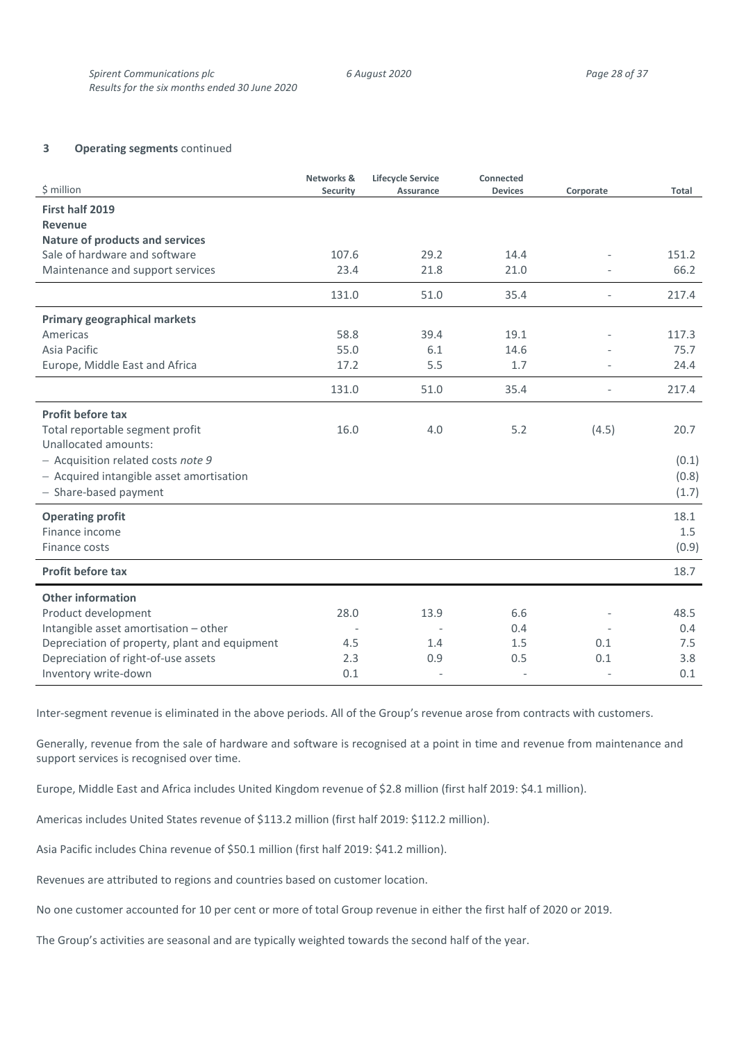### 3 Operating segments continued

| $ million | Networks & Security | Lifecycle Service Assurance | Connected Devices | Corporate | Total |
|---|---|---|---|---|---|
| **First half 2019** | | | | | |
| **Revenue** | | | | | |
| **Nature of products and services** | | | | | |
| Sale of hardware and software | 107.6 | 29.2 | 14.4 | - | 151.2 |
| Maintenance and support services | 23.4 | 21.8 | 21.0 | - | 66.2 |
| | 131.0 | 51.0 | 35.4 | - | 217.4 |
| **Primary geographical markets** | | | | | |
| Americas | 58.8 | 39.4 | 19.1 | - | 117.3 |
| Asia Pacific | 55.0 | 6.1 | 14.6 | - | 75.7 |
| Europe, Middle East and Africa | 17.2 | 5.5 | 1.7 | - | 24.4 |
| | 131.0 | 51.0 | 35.4 | - | 217.4 |
| **Profit before tax** | | | | | |
| Total reportable segment profit | 16.0 | 4.0 | 5.2 | (4.5) | 20.7 |
| Unallocated amounts: | | | | | |
| − Acquisition related costs *note 9* | | | | | (0.1) |
| − Acquired intangible asset amortisation | | | | | (0.8) |
| − Share-based payment | | | | | (1.7) |
| **Operating profit** | | | | | 18.1 |
| Finance income | | | | | 1.5 |
| Finance costs | | | | | (0.9) |
| **Profit before tax** | | | | | 18.7 |
| **Other information** | | | | | |
| Product development | 28.0 | 13.9 | 6.6 | - | 48.5 |
| Intangible asset amortisation – other | - | - | 0.4 | - | 0.4 |
| Depreciation of property, plant and equipment | 4.5 | 1.4 | 1.5 | 0.1 | 7.5 |
| Depreciation of right-of-use assets | 2.3 | 0.9 | 0.5 | 0.1 | 3.8 |
| Inventory write-down | 0.1 | - | - | - | 0.1 |

Inter-segment revenue is eliminated in the above periods. All of the Group's revenue arose from contracts with customers.

Generally, revenue from the sale of hardware and software is recognised at a point in time and revenue from maintenance and support services is recognised over time.

Europe, Middle East and Africa includes United Kingdom revenue of $2.8 million (first half 2019: $4.1 million).

Americas includes United States revenue of $113.2 million (first half 2019: $112.2 million).

Asia Pacific includes China revenue of $50.1 million (first half 2019: $41.2 million).

Revenues are attributed to regions and countries based on customer location.

No one customer accounted for 10 per cent or more of total Group revenue in either the first half of 2020 or 2019.

The Group's activities are seasonal and are typically weighted towards the second half of the year.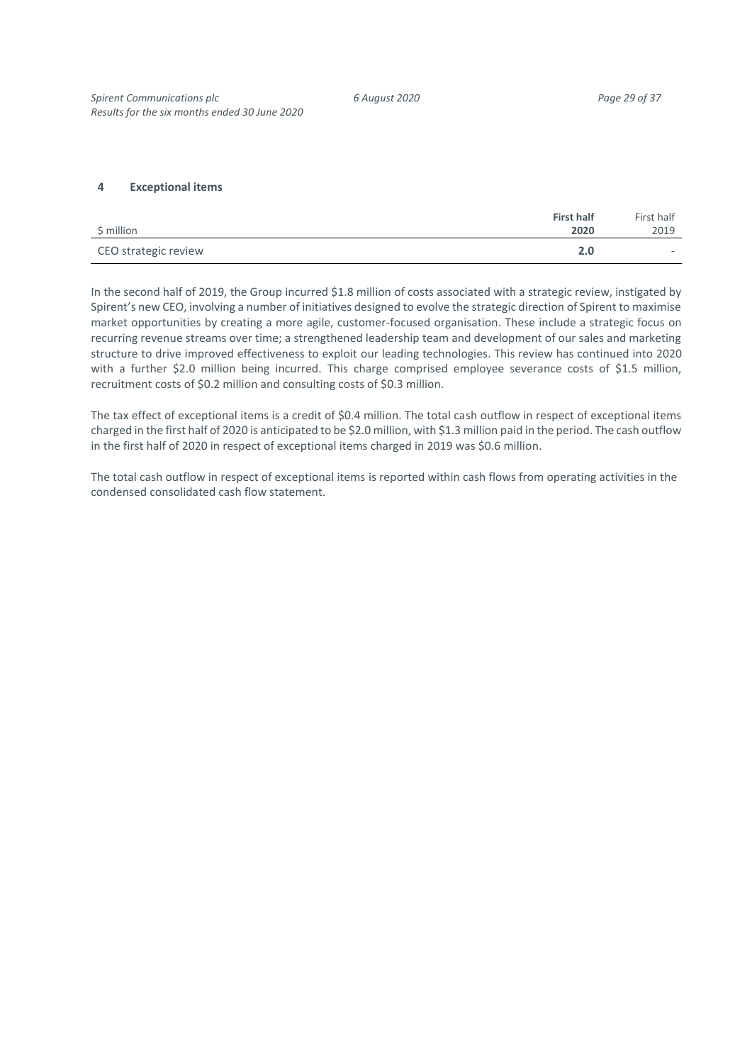## 4 Exceptional items

| $ million | **First half 2020** | First half 2019 |
|---|---|---|
| CEO strategic review | **2.0** | - |

In the second half of 2019, the Group incurred $1.8 million of costs associated with a strategic review, instigated by Spirent's new CEO, involving a number of initiatives designed to evolve the strategic direction of Spirent to maximise market opportunities by creating a more agile, customer-focused organisation. These include a strategic focus on recurring revenue streams over time; a strengthened leadership team and development of our sales and marketing structure to drive improved effectiveness to exploit our leading technologies. This review has continued into 2020 with a further $2.0 million being incurred. This charge comprised employee severance costs of $1.5 million, recruitment costs of $0.2 million and consulting costs of $0.3 million.

The tax effect of exceptional items is a credit of $0.4 million. The total cash outflow in respect of exceptional items charged in the first half of 2020 is anticipated to be $2.0 million, with $1.3 million paid in the period. The cash outflow in the first half of 2020 in respect of exceptional items charged in 2019 was $0.6 million.

The total cash outflow in respect of exceptional items is reported within cash flows from operating activities in the condensed consolidated cash flow statement.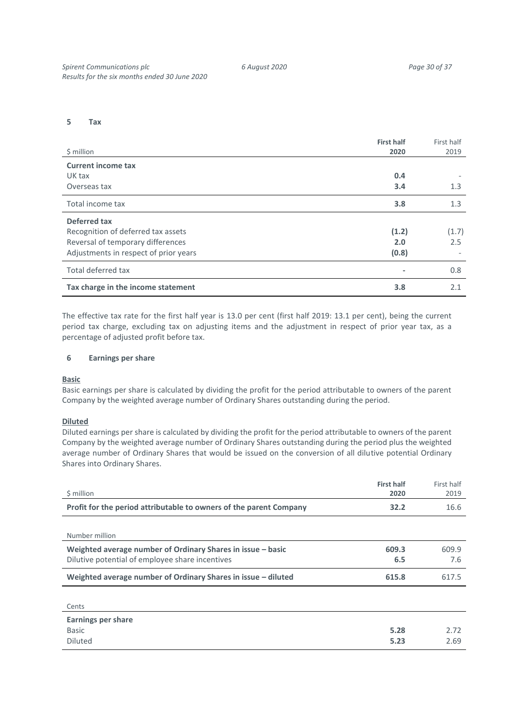## 5 Tax

| $ million | **First half 2020** | First half 2019 |
|---|---|---|
| **Current income tax** | | |
| UK tax | **0.4** | - |
| Overseas tax | **3.4** | 1.3 |
| Total income tax | **3.8** | 1.3 |
| **Deferred tax** | | |
| Recognition of deferred tax assets | **(1.2)** | (1.7) |
| Reversal of temporary differences | **2.0** | 2.5 |
| Adjustments in respect of prior years | **(0.8)** | - |
| Total deferred tax | **-** | 0.8 |
| **Tax charge in the income statement** | **3.8** | 2.1 |

The effective tax rate for the first half year is 13.0 per cent (first half 2019: 13.1 per cent), being the current period tax charge, excluding tax on adjusting items and the adjustment in respect of prior year tax, as a percentage of adjusted profit before tax.

## 6 Earnings per share

**Basic**

Basic earnings per share is calculated by dividing the profit for the period attributable to owners of the parent Company by the weighted average number of Ordinary Shares outstanding during the period.

**Diluted**

Diluted earnings per share is calculated by dividing the profit for the period attributable to owners of the parent Company by the weighted average number of Ordinary Shares outstanding during the period plus the weighted average number of Ordinary Shares that would be issued on the conversion of all dilutive potential Ordinary Shares into Ordinary Shares.

| $ million | **First half 2020** | First half 2019 |
|---|---|---|
| **Profit for the period attributable to owners of the parent Company** | **32.2** | 16.6 |

| Number million | | |
|---|---|---|
| **Weighted average number of Ordinary Shares in issue – basic** | **609.3** | 609.9 |
| Dilutive potential of employee share incentives | **6.5** | 7.6 |
| **Weighted average number of Ordinary Shares in issue – diluted** | **615.8** | 617.5 |

| Cents | | |
|---|---|---|
| **Earnings per share** | | |
| Basic | **5.28** | 2.72 |
| Diluted | **5.23** | 2.69 |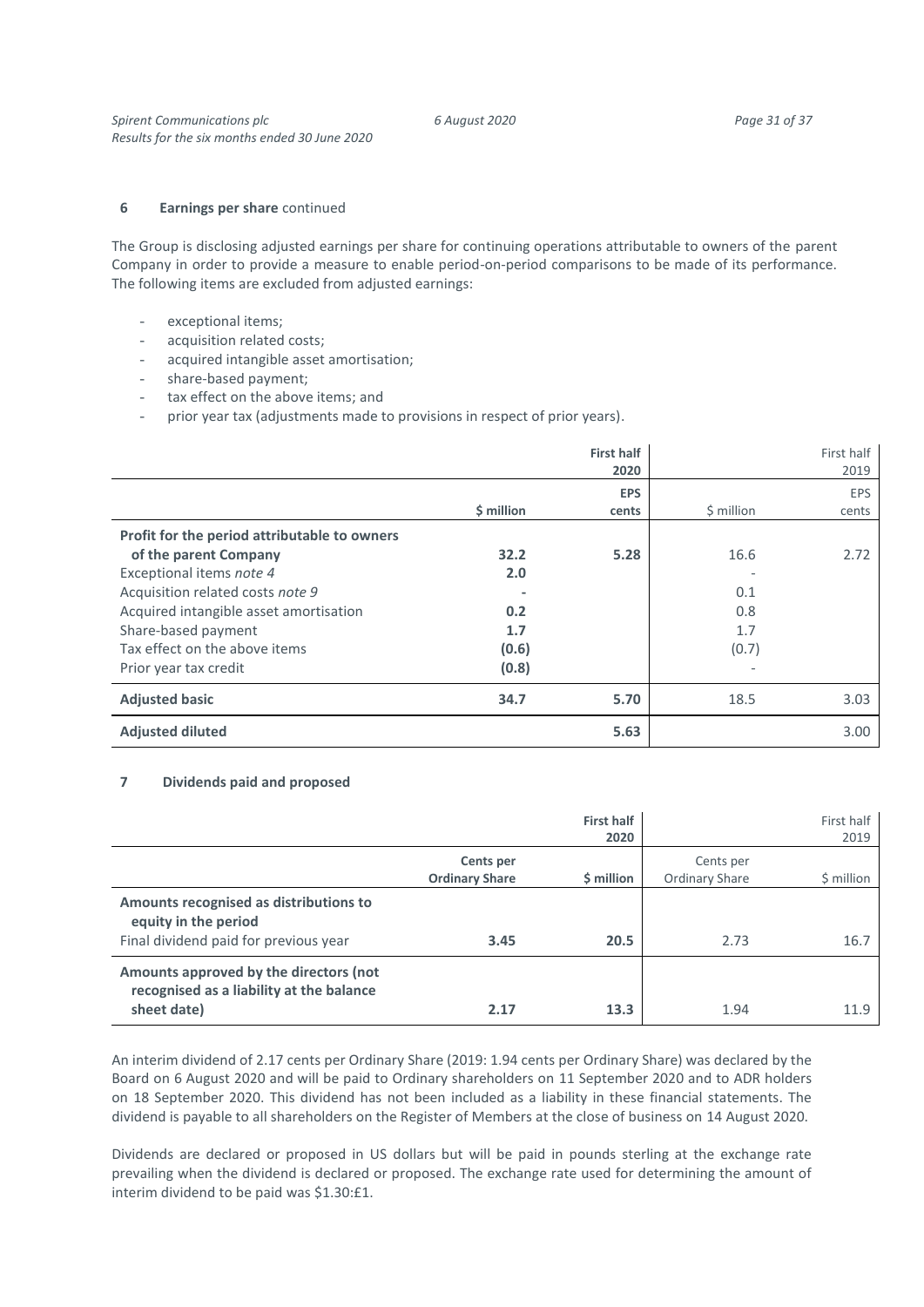### 6 Earnings per share continued

The Group is disclosing adjusted earnings per share for continuing operations attributable to owners of the parent Company in order to provide a measure to enable period-on-period comparisons to be made of its performance. The following items are excluded from adjusted earnings:

- exceptional items;
- acquisition related costs;
- acquired intangible asset amortisation;
- share-based payment;
- tax effect on the above items; and
- prior year tax (adjustments made to provisions in respect of prior years).

| | | **First half 2020** | | First half 2019 |
|---|---|---|---|---|
| | **$ million** | **EPS cents** | $ million | EPS cents |
| **Profit for the period attributable to owners of the parent Company** | **32.2** | **5.28** | 16.6 | 2.72 |
| Exceptional items *note 4* | **2.0** | | - | |
| Acquisition related costs *note 9* | **-** | | 0.1 | |
| Acquired intangible asset amortisation | **0.2** | | 0.8 | |
| Share-based payment | **1.7** | | 1.7 | |
| Tax effect on the above items | **(0.6)** | | (0.7) | |
| Prior year tax credit | **(0.8)** | | - | |
| **Adjusted basic** | **34.7** | **5.70** | 18.5 | 3.03 |
| **Adjusted diluted** | | **5.63** | | 3.00 |

### 7 Dividends paid and proposed

| | | **First half 2020** | | First half 2019 |
|---|---|---|---|---|
| | **Cents per Ordinary Share** | **$ million** | Cents per Ordinary Share | $ million |
| **Amounts recognised as distributions to equity in the period** | | | | |
| Final dividend paid for previous year | **3.45** | **20.5** | 2.73 | 16.7 |
| **Amounts approved by the directors (not recognised as a liability at the balance sheet date)** | **2.17** | **13.3** | 1.94 | 11.9 |

An interim dividend of 2.17 cents per Ordinary Share (2019: 1.94 cents per Ordinary Share) was declared by the Board on 6 August 2020 and will be paid to Ordinary shareholders on 11 September 2020 and to ADR holders on 18 September 2020. This dividend has not been included as a liability in these financial statements. The dividend is payable to all shareholders on the Register of Members at the close of business on 14 August 2020.

Dividends are declared or proposed in US dollars but will be paid in pounds sterling at the exchange rate prevailing when the dividend is declared or proposed. The exchange rate used for determining the amount of interim dividend to be paid was $1.30:£1.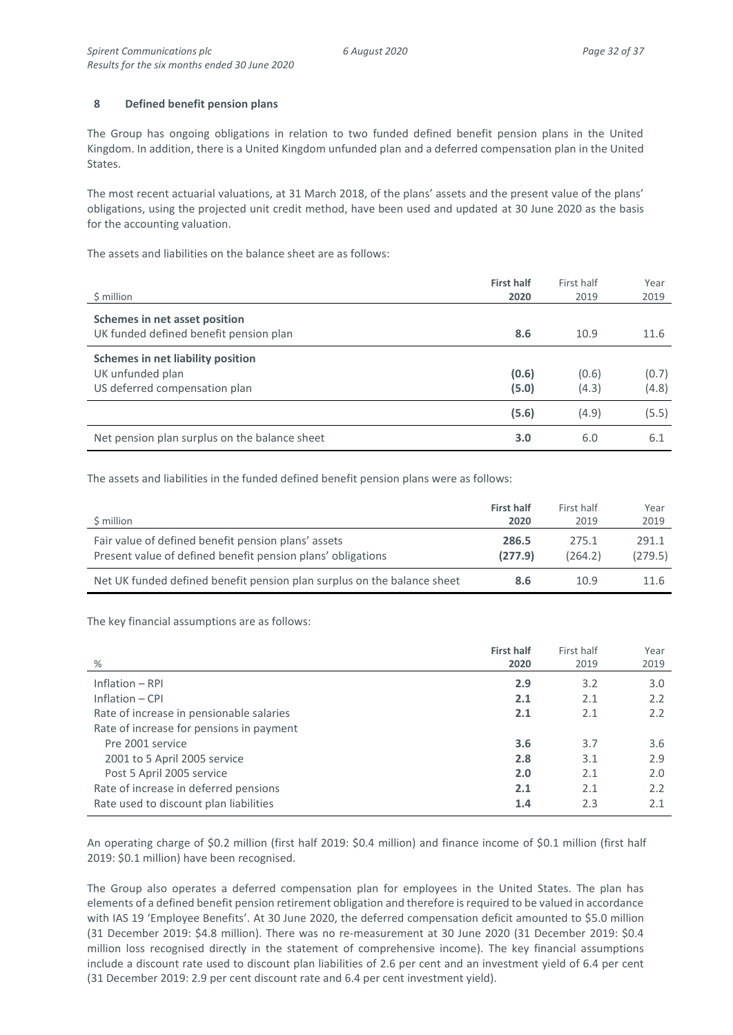## 8 Defined benefit pension plans

The Group has ongoing obligations in relation to two funded defined benefit pension plans in the United Kingdom. In addition, there is a United Kingdom unfunded plan and a deferred compensation plan in the United States.

The most recent actuarial valuations, at 31 March 2018, of the plans' assets and the present value of the plans' obligations, using the projected unit credit method, have been used and updated at 30 June 2020 as the basis for the accounting valuation.

The assets and liabilities on the balance sheet are as follows:

| $ million | **First half 2020** | First half 2019 | Year 2019 |
|---|---|---|---|
| **Schemes in net asset position** | | | |
| UK funded defined benefit pension plan | **8.6** | 10.9 | 11.6 |
| **Schemes in net liability position** | | | |
| UK unfunded plan | **(0.6)** | (0.6) | (0.7) |
| US deferred compensation plan | **(5.0)** | (4.3) | (4.8) |
| | **(5.6)** | (4.9) | (5.5) |
| Net pension plan surplus on the balance sheet | **3.0** | 6.0 | 6.1 |

The assets and liabilities in the funded defined benefit pension plans were as follows:

| $ million | **First half 2020** | First half 2019 | Year 2019 |
|---|---|---|---|
| Fair value of defined benefit pension plans' assets | **286.5** | 275.1 | 291.1 |
| Present value of defined benefit pension plans' obligations | **(277.9)** | (264.2) | (279.5) |
| Net UK funded defined benefit pension plan surplus on the balance sheet | **8.6** | 10.9 | 11.6 |

The key financial assumptions are as follows:

| % | **First half 2020** | First half 2019 | Year 2019 |
|---|---|---|---|
| Inflation – RPI | **2.9** | 3.2 | 3.0 |
| Inflation – CPI | **2.1** | 2.1 | 2.2 |
| Rate of increase in pensionable salaries | **2.1** | 2.1 | 2.2 |
| Rate of increase for pensions in payment | | | |
| Pre 2001 service | **3.6** | 3.7 | 3.6 |
| 2001 to 5 April 2005 service | **2.8** | 3.1 | 2.9 |
| Post 5 April 2005 service | **2.0** | 2.1 | 2.0 |
| Rate of increase in deferred pensions | **2.1** | 2.1 | 2.2 |
| Rate used to discount plan liabilities | **1.4** | 2.3 | 2.1 |

An operating charge of $0.2 million (first half 2019: $0.4 million) and finance income of $0.1 million (first half 2019: $0.1 million) have been recognised.

The Group also operates a deferred compensation plan for employees in the United States. The plan has elements of a defined benefit pension retirement obligation and therefore is required to be valued in accordance with IAS 19 'Employee Benefits'. At 30 June 2020, the deferred compensation deficit amounted to $5.0 million (31 December 2019: $4.8 million). There was no re-measurement at 30 June 2020 (31 December 2019: $0.4 million loss recognised directly in the statement of comprehensive income). The key financial assumptions include a discount rate used to discount plan liabilities of 2.6 per cent and an investment yield of 6.4 per cent (31 December 2019: 2.9 per cent discount rate and 6.4 per cent investment yield).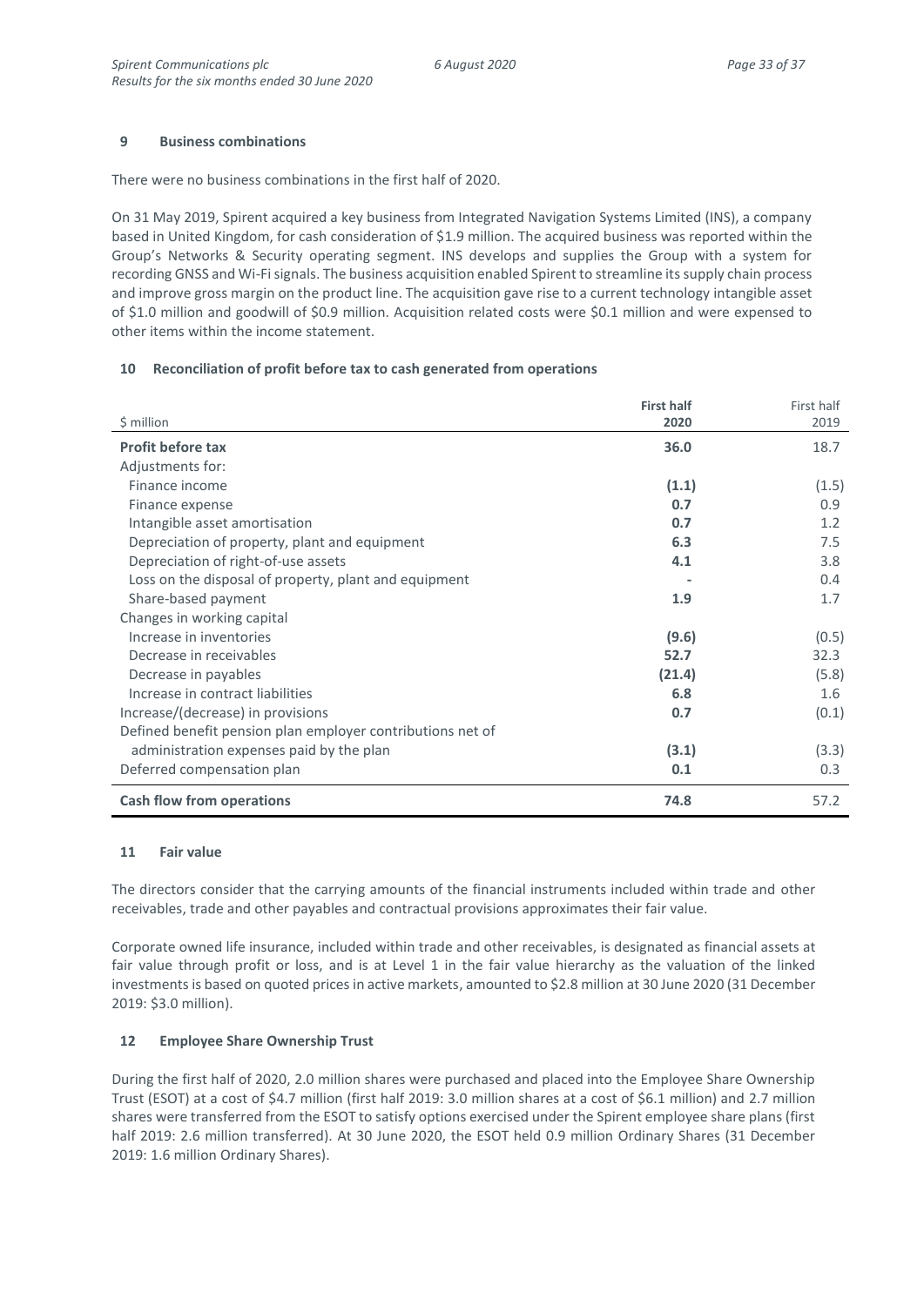## 9 Business combinations

There were no business combinations in the first half of 2020.

On 31 May 2019, Spirent acquired a key business from Integrated Navigation Systems Limited (INS), a company based in United Kingdom, for cash consideration of $1.9 million. The acquired business was reported within the Group's Networks & Security operating segment. INS develops and supplies the Group with a system for recording GNSS and Wi-Fi signals. The business acquisition enabled Spirent to streamline its supply chain process and improve gross margin on the product line. The acquisition gave rise to a current technology intangible asset of $1.0 million and goodwill of $0.9 million. Acquisition related costs were $0.1 million and were expensed to other items within the income statement.

## 10 Reconciliation of profit before tax to cash generated from operations

| $ million | **First half 2020** | First half 2019 |
|---|---|---|
| **Profit before tax** | **36.0** | 18.7 |
| Adjustments for: | | |
| Finance income | **(1.1)** | (1.5) |
| Finance expense | **0.7** | 0.9 |
| Intangible asset amortisation | **0.7** | 1.2 |
| Depreciation of property, plant and equipment | **6.3** | 7.5 |
| Depreciation of right-of-use assets | **4.1** | 3.8 |
| Loss on the disposal of property, plant and equipment | **-** | 0.4 |
| Share-based payment | **1.9** | 1.7 |
| Changes in working capital | | |
| Increase in inventories | **(9.6)** | (0.5) |
| Decrease in receivables | **52.7** | 32.3 |
| Decrease in payables | **(21.4)** | (5.8) |
| Increase in contract liabilities | **6.8** | 1.6 |
| Increase/(decrease) in provisions | **0.7** | (0.1) |
| Defined benefit pension plan employer contributions net of administration expenses paid by the plan | **(3.1)** | (3.3) |
| Deferred compensation plan | **0.1** | 0.3 |
| **Cash flow from operations** | **74.8** | 57.2 |

## 11 Fair value

The directors consider that the carrying amounts of the financial instruments included within trade and other receivables, trade and other payables and contractual provisions approximates their fair value.

Corporate owned life insurance, included within trade and other receivables, is designated as financial assets at fair value through profit or loss, and is at Level 1 in the fair value hierarchy as the valuation of the linked investments is based on quoted prices in active markets, amounted to $2.8 million at 30 June 2020 (31 December 2019: $3.0 million).

## 12 Employee Share Ownership Trust

During the first half of 2020, 2.0 million shares were purchased and placed into the Employee Share Ownership Trust (ESOT) at a cost of $4.7 million (first half 2019: 3.0 million shares at a cost of $6.1 million) and 2.7 million shares were transferred from the ESOT to satisfy options exercised under the Spirent employee share plans (first half 2019: 2.6 million transferred). At 30 June 2020, the ESOT held 0.9 million Ordinary Shares (31 December 2019: 1.6 million Ordinary Shares).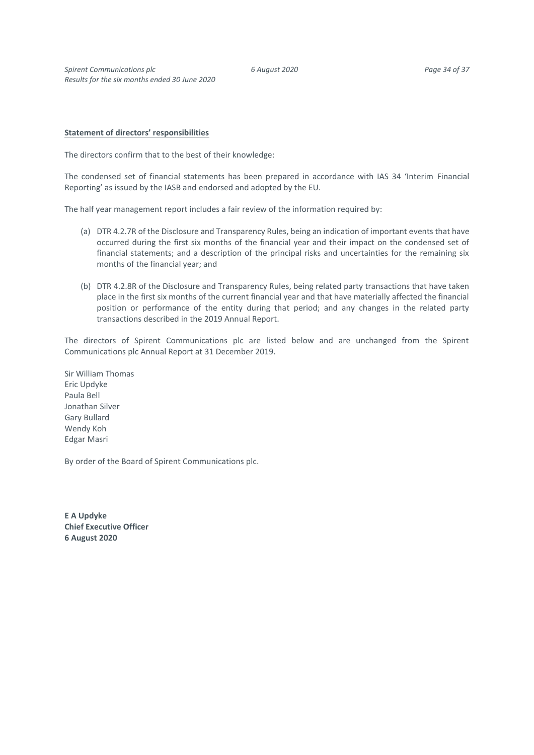**Statement of directors' responsibilities**

The directors confirm that to the best of their knowledge:

The condensed set of financial statements has been prepared in accordance with IAS 34 'Interim Financial Reporting' as issued by the IASB and endorsed and adopted by the EU.

The half year management report includes a fair review of the information required by:

(a) DTR 4.2.7R of the Disclosure and Transparency Rules, being an indication of important events that have occurred during the first six months of the financial year and their impact on the condensed set of financial statements; and a description of the principal risks and uncertainties for the remaining six months of the financial year; and

(b) DTR 4.2.8R of the Disclosure and Transparency Rules, being related party transactions that have taken place in the first six months of the current financial year and that have materially affected the financial position or performance of the entity during that period; and any changes in the related party transactions described in the 2019 Annual Report.

The directors of Spirent Communications plc are listed below and are unchanged from the Spirent Communications plc Annual Report at 31 December 2019.

Sir William Thomas
Eric Updyke
Paula Bell
Jonathan Silver
Gary Bullard
Wendy Koh
Edgar Masri

By order of the Board of Spirent Communications plc.

**E A Updyke**
**Chief Executive Officer**
**6 August 2020**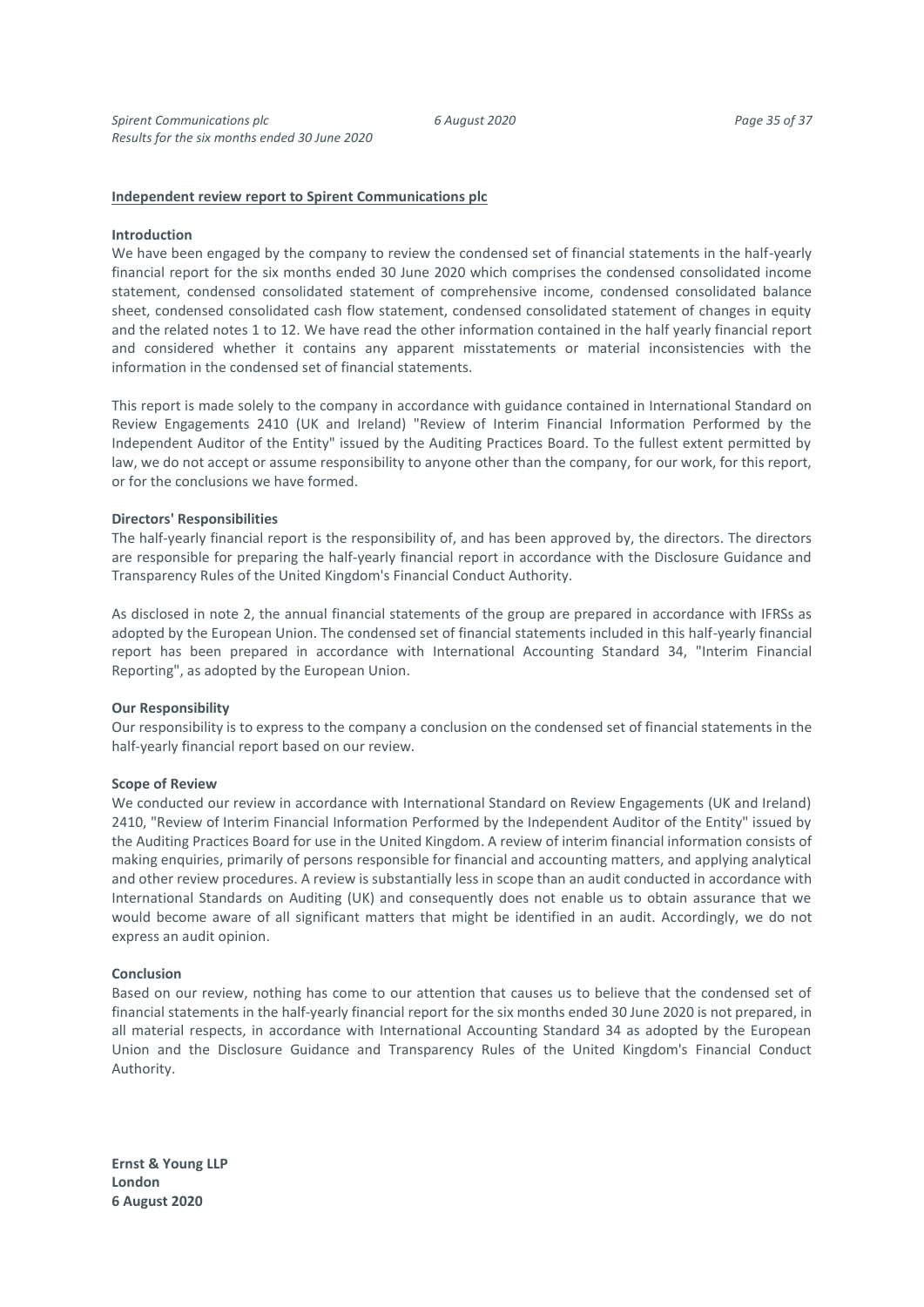## Independent review report to Spirent Communications plc

### Introduction

We have been engaged by the company to review the condensed set of financial statements in the half-yearly financial report for the six months ended 30 June 2020 which comprises the condensed consolidated income statement, condensed consolidated statement of comprehensive income, condensed consolidated balance sheet, condensed consolidated cash flow statement, condensed consolidated statement of changes in equity and the related notes 1 to 12. We have read the other information contained in the half yearly financial report and considered whether it contains any apparent misstatements or material inconsistencies with the information in the condensed set of financial statements.

This report is made solely to the company in accordance with guidance contained in International Standard on Review Engagements 2410 (UK and Ireland) "Review of Interim Financial Information Performed by the Independent Auditor of the Entity" issued by the Auditing Practices Board. To the fullest extent permitted by law, we do not accept or assume responsibility to anyone other than the company, for our work, for this report, or for the conclusions we have formed.

### Directors' Responsibilities

The half-yearly financial report is the responsibility of, and has been approved by, the directors. The directors are responsible for preparing the half-yearly financial report in accordance with the Disclosure Guidance and Transparency Rules of the United Kingdom's Financial Conduct Authority.

As disclosed in note 2, the annual financial statements of the group are prepared in accordance with IFRSs as adopted by the European Union. The condensed set of financial statements included in this half-yearly financial report has been prepared in accordance with International Accounting Standard 34, "Interim Financial Reporting", as adopted by the European Union.

### Our Responsibility

Our responsibility is to express to the company a conclusion on the condensed set of financial statements in the half-yearly financial report based on our review.

### Scope of Review

We conducted our review in accordance with International Standard on Review Engagements (UK and Ireland) 2410, "Review of Interim Financial Information Performed by the Independent Auditor of the Entity" issued by the Auditing Practices Board for use in the United Kingdom. A review of interim financial information consists of making enquiries, primarily of persons responsible for financial and accounting matters, and applying analytical and other review procedures. A review is substantially less in scope than an audit conducted in accordance with International Standards on Auditing (UK) and consequently does not enable us to obtain assurance that we would become aware of all significant matters that might be identified in an audit. Accordingly, we do not express an audit opinion.

### Conclusion

Based on our review, nothing has come to our attention that causes us to believe that the condensed set of financial statements in the half-yearly financial report for the six months ended 30 June 2020 is not prepared, in all material respects, in accordance with International Accounting Standard 34 as adopted by the European Union and the Disclosure Guidance and Transparency Rules of the United Kingdom's Financial Conduct Authority.

**Ernst & Young LLP**
**London**
**6 August 2020**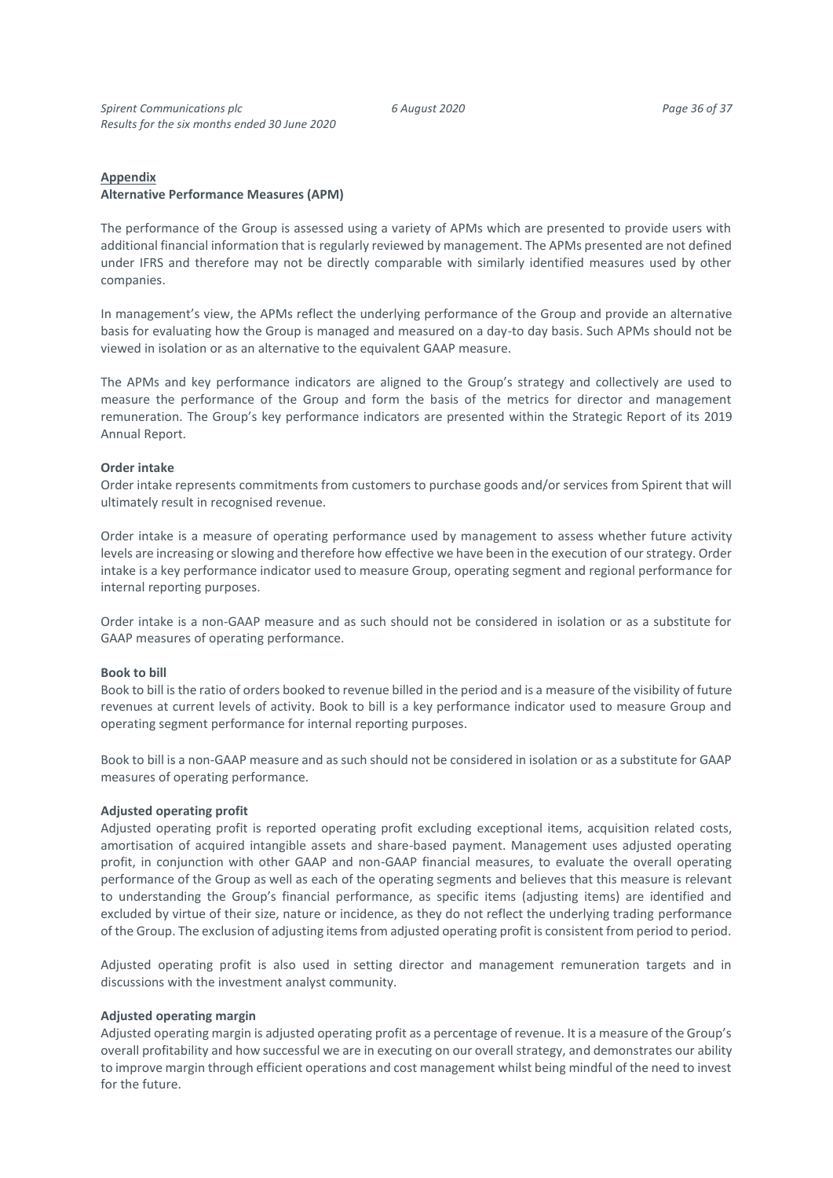## Appendix

### Alternative Performance Measures (APM)

The performance of the Group is assessed using a variety of APMs which are presented to provide users with additional financial information that is regularly reviewed by management. The APMs presented are not defined under IFRS and therefore may not be directly comparable with similarly identified measures used by other companies.

In management's view, the APMs reflect the underlying performance of the Group and provide an alternative basis for evaluating how the Group is managed and measured on a day-to day basis. Such APMs should not be viewed in isolation or as an alternative to the equivalent GAAP measure.

The APMs and key performance indicators are aligned to the Group's strategy and collectively are used to measure the performance of the Group and form the basis of the metrics for director and management remuneration. The Group's key performance indicators are presented within the Strategic Report of its 2019 Annual Report.

**Order intake**

Order intake represents commitments from customers to purchase goods and/or services from Spirent that will ultimately result in recognised revenue.

Order intake is a measure of operating performance used by management to assess whether future activity levels are increasing or slowing and therefore how effective we have been in the execution of our strategy. Order intake is a key performance indicator used to measure Group, operating segment and regional performance for internal reporting purposes.

Order intake is a non-GAAP measure and as such should not be considered in isolation or as a substitute for GAAP measures of operating performance.

**Book to bill**

Book to bill is the ratio of orders booked to revenue billed in the period and is a measure of the visibility of future revenues at current levels of activity. Book to bill is a key performance indicator used to measure Group and operating segment performance for internal reporting purposes.

Book to bill is a non-GAAP measure and as such should not be considered in isolation or as a substitute for GAAP measures of operating performance.

**Adjusted operating profit**

Adjusted operating profit is reported operating profit excluding exceptional items, acquisition related costs, amortisation of acquired intangible assets and share-based payment. Management uses adjusted operating profit, in conjunction with other GAAP and non-GAAP financial measures, to evaluate the overall operating performance of the Group as well as each of the operating segments and believes that this measure is relevant to understanding the Group's financial performance, as specific items (adjusting items) are identified and excluded by virtue of their size, nature or incidence, as they do not reflect the underlying trading performance of the Group. The exclusion of adjusting items from adjusted operating profit is consistent from period to period.

Adjusted operating profit is also used in setting director and management remuneration targets and in discussions with the investment analyst community.

**Adjusted operating margin**

Adjusted operating margin is adjusted operating profit as a percentage of revenue. It is a measure of the Group's overall profitability and how successful we are in executing on our overall strategy, and demonstrates our ability to improve margin through efficient operations and cost management whilst being mindful of the need to invest for the future.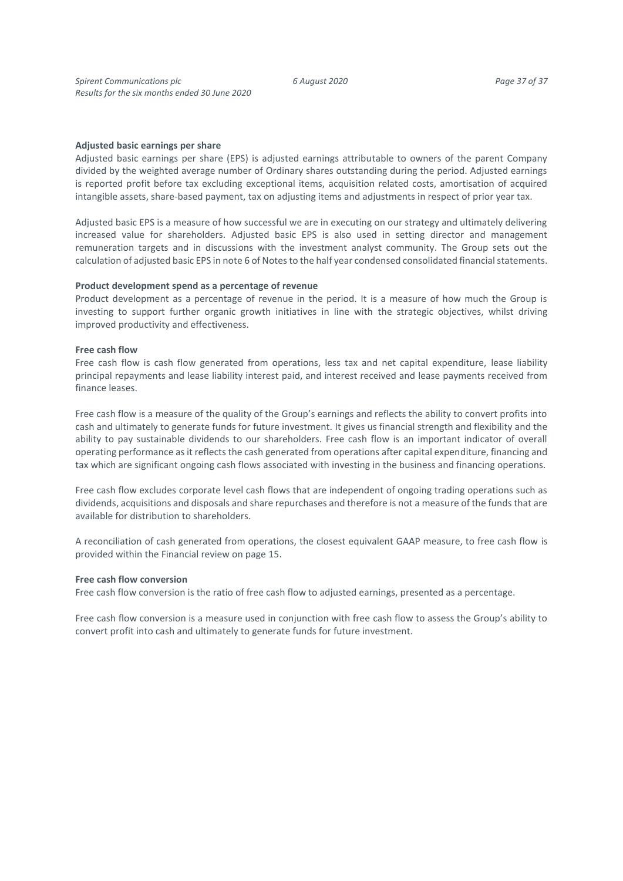### Adjusted basic earnings per share

Adjusted basic earnings per share (EPS) is adjusted earnings attributable to owners of the parent Company divided by the weighted average number of Ordinary shares outstanding during the period. Adjusted earnings is reported profit before tax excluding exceptional items, acquisition related costs, amortisation of acquired intangible assets, share-based payment, tax on adjusting items and adjustments in respect of prior year tax.

Adjusted basic EPS is a measure of how successful we are in executing on our strategy and ultimately delivering increased value for shareholders. Adjusted basic EPS is also used in setting director and management remuneration targets and in discussions with the investment analyst community. The Group sets out the calculation of adjusted basic EPS in note 6 of Notes to the half year condensed consolidated financial statements.

### Product development spend as a percentage of revenue

Product development as a percentage of revenue in the period. It is a measure of how much the Group is investing to support further organic growth initiatives in line with the strategic objectives, whilst driving improved productivity and effectiveness.

### Free cash flow

Free cash flow is cash flow generated from operations, less tax and net capital expenditure, lease liability principal repayments and lease liability interest paid, and interest received and lease payments received from finance leases.

Free cash flow is a measure of the quality of the Group's earnings and reflects the ability to convert profits into cash and ultimately to generate funds for future investment. It gives us financial strength and flexibility and the ability to pay sustainable dividends to our shareholders. Free cash flow is an important indicator of overall operating performance as it reflects the cash generated from operations after capital expenditure, financing and tax which are significant ongoing cash flows associated with investing in the business and financing operations.

Free cash flow excludes corporate level cash flows that are independent of ongoing trading operations such as dividends, acquisitions and disposals and share repurchases and therefore is not a measure of the funds that are available for distribution to shareholders.

A reconciliation of cash generated from operations, the closest equivalent GAAP measure, to free cash flow is provided within the Financial review on page 15.

### Free cash flow conversion

Free cash flow conversion is the ratio of free cash flow to adjusted earnings, presented as a percentage.

Free cash flow conversion is a measure used in conjunction with free cash flow to assess the Group's ability to convert profit into cash and ultimately to generate funds for future investment.